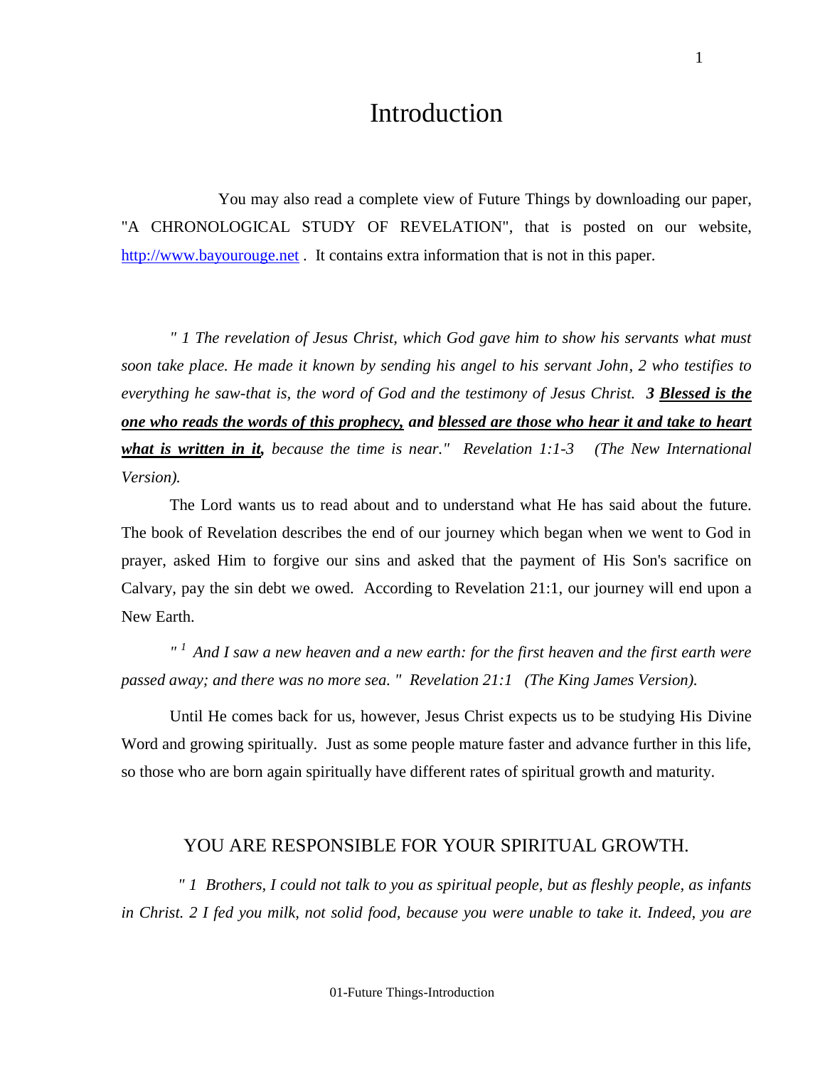# Introduction

You may also read a complete view of Future Things by downloading our paper, "A CHRONOLOGICAL STUDY OF REVELATION", that is posted on our website, http://www.bayourouge.net . It contains extra information that is not in this paper.

*" 1 The revelation of Jesus Christ, which God gave him to show his servants what must soon take place. He made it known by sending his angel to his servant John, 2 who testifies to everything he saw-that is, the word of God and the testimony of Jesus Christ.* ***3 <u>Blessed is the one who reads the words of this prophecy,</u> and <u>blessed are those who hear it and take to heart what is written in it</u>,*** *because the time is near." Revelation 1:1-3 (The New International Version).*

The Lord wants us to read about and to understand what He has said about the future. The book of Revelation describes the end of our journey which began when we went to God in prayer, asked Him to forgive our sins and asked that the payment of His Son's sacrifice on Calvary, pay the sin debt we owed. According to Revelation 21:1, our journey will end upon a New Earth.

*" [1] And I saw a new heaven and a new earth: for the first heaven and the first earth were passed away; and there was no more sea. " Revelation 21:1 (The King James Version).*

Until He comes back for us, however, Jesus Christ expects us to be studying His Divine Word and growing spiritually. Just as some people mature faster and advance further in this life, so those who are born again spiritually have different rates of spiritual growth and maturity.

## YOU ARE RESPONSIBLE FOR YOUR SPIRITUAL GROWTH.

*" 1 Brothers, I could not talk to you as spiritual people, but as fleshly people, as infants in Christ. 2 I fed you milk, not solid food, because you were unable to take it. Indeed, you are*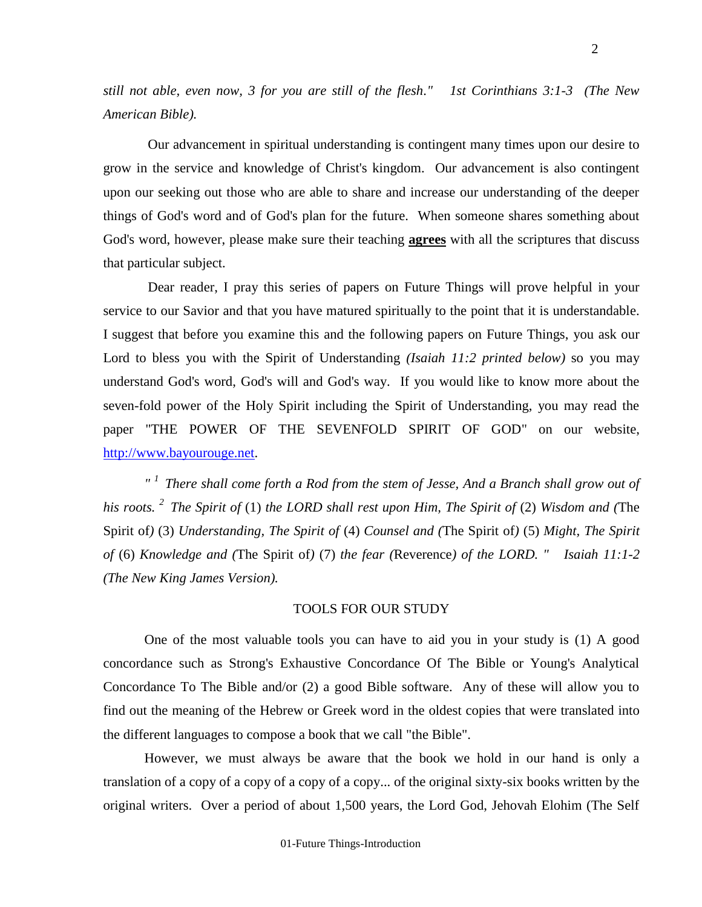*still not able, even now, 3 for you are still of the flesh." 1st Corinthians 3:1-3 (The New American Bible).*

Our advancement in spiritual understanding is contingent many times upon our desire to grow in the service and knowledge of Christ's kingdom. Our advancement is also contingent upon our seeking out those who are able to share and increase our understanding of the deeper things of God's word and of God's plan for the future. When someone shares something about God's word, however, please make sure their teaching **agrees** with all the scriptures that discuss that particular subject.

Dear reader, I pray this series of papers on Future Things will prove helpful in your service to our Savior and that you have matured spiritually to the point that it is understandable. I suggest that before you examine this and the following papers on Future Things, you ask our Lord to bless you with the Spirit of Understanding *(Isaiah 11:2 printed below)* so you may understand God's word, God's will and God's way. If you would like to know more about the seven-fold power of the Holy Spirit including the Spirit of Understanding, you may read the paper "THE POWER OF THE SEVENFOLD SPIRIT OF GOD" on our website, [http://www.bayourouge.net](http://www.bayourouge.net).

*" [1] There shall come forth a Rod from the stem of Jesse, And a Branch shall grow out of his roots. [2] The Spirit of* (1) *the LORD shall rest upon Him, The Spirit of* (2) *Wisdom and (*The Spirit of*)* (3) *Understanding, The Spirit of* (4) *Counsel and (*The Spirit of*)* (5) *Might, The Spirit of* (6) *Knowledge and (*The Spirit of*)* (7) *the fear (*Reverence*) of the LORD. " Isaiah 11:1-2 (The New King James Version).*

## TOOLS FOR OUR STUDY

One of the most valuable tools you can have to aid you in your study is (1) A good concordance such as Strong's Exhaustive Concordance Of The Bible or Young's Analytical Concordance To The Bible and/or (2) a good Bible software. Any of these will allow you to find out the meaning of the Hebrew or Greek word in the oldest copies that were translated into the different languages to compose a book that we call "the Bible".

However, we must always be aware that the book we hold in our hand is only a translation of a copy of a copy of a copy of a copy... of the original sixty-six books written by the original writers. Over a period of about 1,500 years, the Lord God, Jehovah Elohim (The Self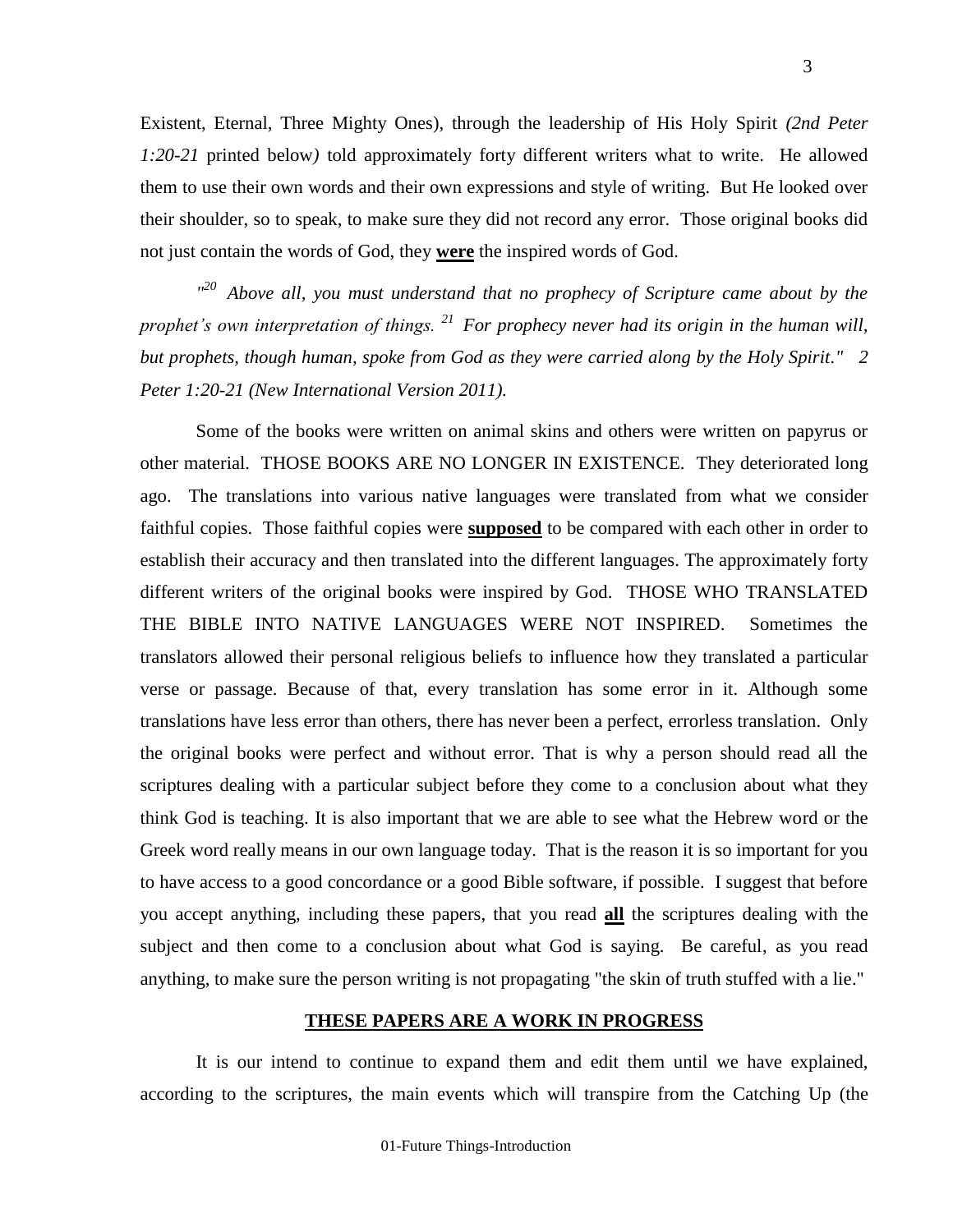Existent, Eternal, Three Mighty Ones), through the leadership of His Holy Spirit *(2nd Peter 1:20-21* printed below*)* told approximately forty different writers what to write. He allowed them to use their own words and their own expressions and style of writing. But He looked over their shoulder, so to speak, to make sure they did not record any error. Those original books did not just contain the words of God, they **<u>were</u>** the inspired words of God.

*"[20] Above all, you must understand that no prophecy of Scripture came about by the prophet's own interpretation of things. [21] For prophecy never had its origin in the human will, but prophets, though human, spoke from God as they were carried along by the Holy Spirit." 2 Peter 1:20-21 (New International Version 2011).*

Some of the books were written on animal skins and others were written on papyrus or other material. THOSE BOOKS ARE NO LONGER IN EXISTENCE. They deteriorated long ago. The translations into various native languages were translated from what we consider faithful copies. Those faithful copies were **<u>supposed</u>** to be compared with each other in order to establish their accuracy and then translated into the different languages. The approximately forty different writers of the original books were inspired by God. THOSE WHO TRANSLATED THE BIBLE INTO NATIVE LANGUAGES WERE NOT INSPIRED. Sometimes the translators allowed their personal religious beliefs to influence how they translated a particular verse or passage. Because of that, every translation has some error in it. Although some translations have less error than others, there has never been a perfect, errorless translation. Only the original books were perfect and without error. That is why a person should read all the scriptures dealing with a particular subject before they come to a conclusion about what they think God is teaching. It is also important that we are able to see what the Hebrew word or the Greek word really means in our own language today. That is the reason it is so important for you to have access to a good concordance or a good Bible software, if possible. I suggest that before you accept anything, including these papers, that you read **<u>all</u>** the scriptures dealing with the subject and then come to a conclusion about what God is saying. Be careful, as you read anything, to make sure the person writing is not propagating "the skin of truth stuffed with a lie."

## <u>THESE PAPERS ARE A WORK IN PROGRESS</u>

It is our intend to continue to expand them and edit them until we have explained, according to the scriptures, the main events which will transpire from the Catching Up (the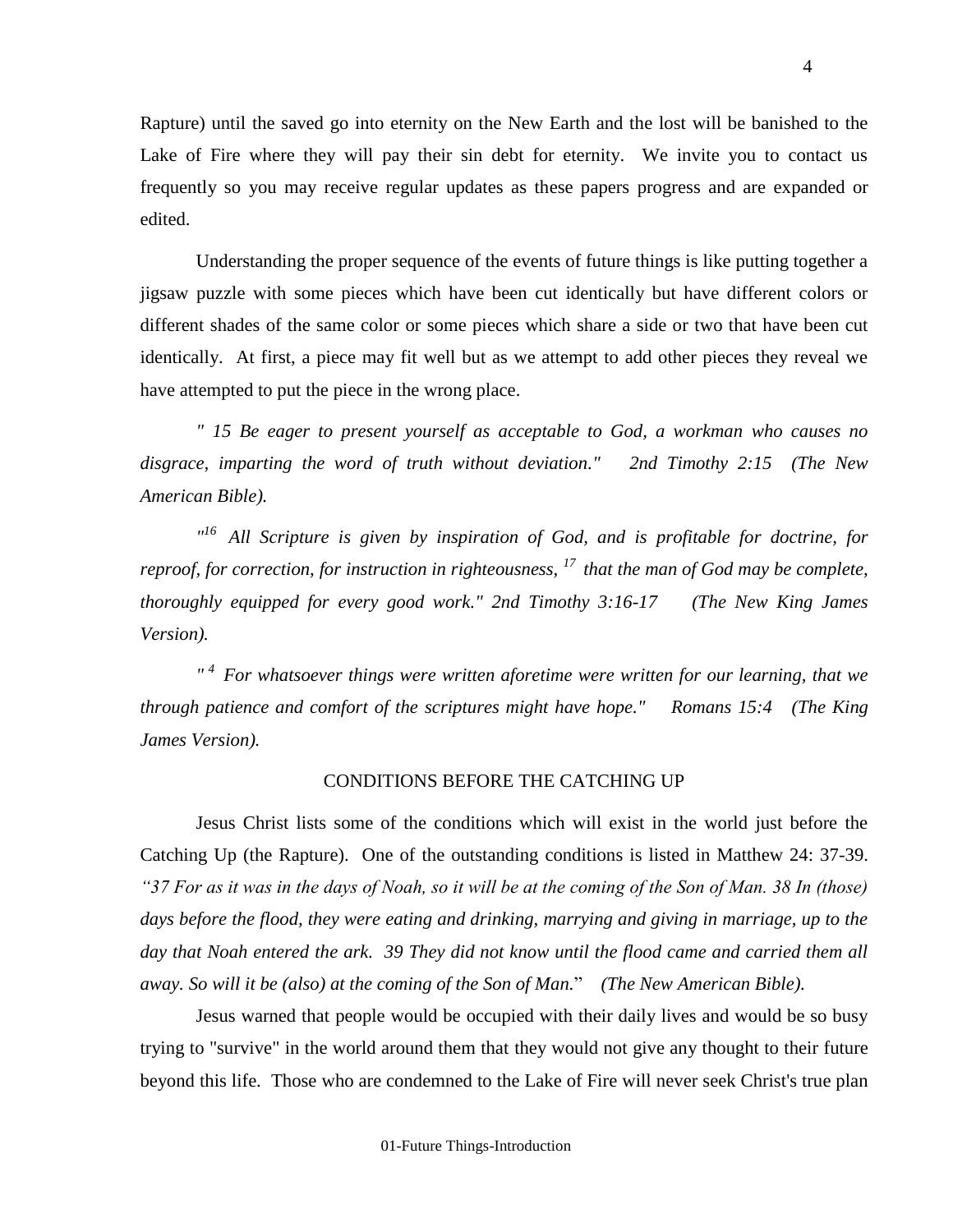Rapture) until the saved go into eternity on the New Earth and the lost will be banished to the Lake of Fire where they will pay their sin debt for eternity. We invite you to contact us frequently so you may receive regular updates as these papers progress and are expanded or edited.

Understanding the proper sequence of the events of future things is like putting together a jigsaw puzzle with some pieces which have been cut identically but have different colors or different shades of the same color or some pieces which share a side or two that have been cut identically. At first, a piece may fit well but as we attempt to add other pieces they reveal we have attempted to put the piece in the wrong place.

*" 15 Be eager to present yourself as acceptable to God, a workman who causes no disgrace, imparting the word of truth without deviation." 2nd Timothy 2:15 (The New American Bible).*

*"[16] All Scripture is given by inspiration of God, and is profitable for doctrine, for reproof, for correction, for instruction in righteousness, [17] that the man of God may be complete, thoroughly equipped for every good work." 2nd Timothy 3:16-17 (The New King James Version).*

*" [4] For whatsoever things were written aforetime were written for our learning, that we through patience and comfort of the scriptures might have hope." Romans 15:4 (The King James Version).*

## CONDITIONS BEFORE THE CATCHING UP

Jesus Christ lists some of the conditions which will exist in the world just before the Catching Up (the Rapture). One of the outstanding conditions is listed in Matthew 24: 37-39. *"37 For as it was in the days of Noah, so it will be at the coming of the Son of Man. 38 In (those) days before the flood, they were eating and drinking, marrying and giving in marriage, up to the day that Noah entered the ark. 39 They did not know until the flood came and carried them all away. So will it be (also) at the coming of the Son of Man."* *(The New American Bible).*

Jesus warned that people would be occupied with their daily lives and would be so busy trying to "survive" in the world around them that they would not give any thought to their future beyond this life. Those who are condemned to the Lake of Fire will never seek Christ's true plan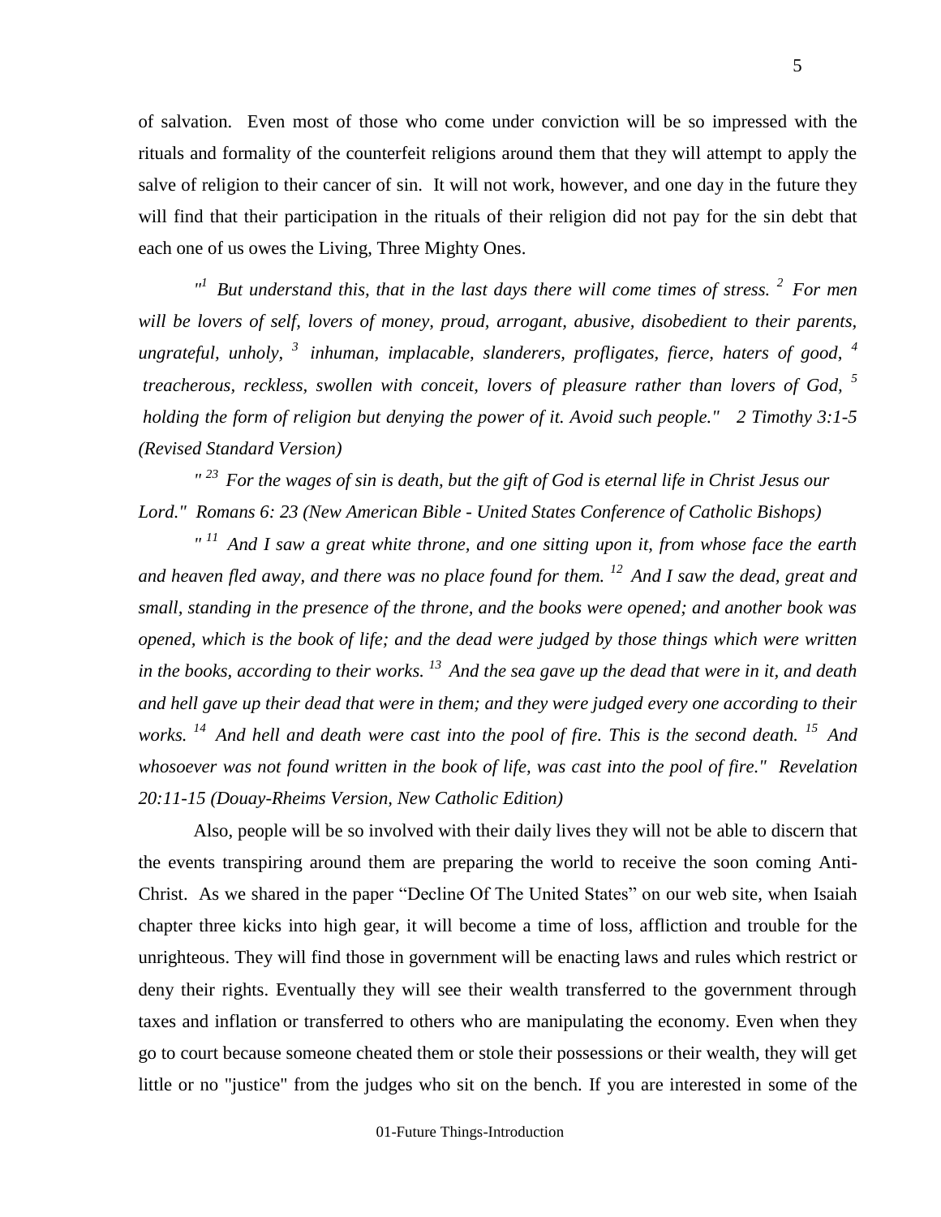of salvation. Even most of those who come under conviction will be so impressed with the rituals and formality of the counterfeit religions around them that they will attempt to apply the salve of religion to their cancer of sin. It will not work, however, and one day in the future they will find that their participation in the rituals of their religion did not pay for the sin debt that each one of us owes the Living, Three Mighty Ones.

*"[1] But understand this, that in the last days there will come times of stress. [2] For men will be lovers of self, lovers of money, proud, arrogant, abusive, disobedient to their parents, ungrateful, unholy, [3] inhuman, implacable, slanderers, profligates, fierce, haters of good, [4] treacherous, reckless, swollen with conceit, lovers of pleasure rather than lovers of God, [5] holding the form of religion but denying the power of it. Avoid such people." 2 Timothy 3:1-5 (Revised Standard Version)*

*" [23] For the wages of sin is death, but the gift of God is eternal life in Christ Jesus our Lord." Romans 6: 23 (New American Bible - United States Conference of Catholic Bishops)*

*" [11] And I saw a great white throne, and one sitting upon it, from whose face the earth and heaven fled away, and there was no place found for them. [12] And I saw the dead, great and small, standing in the presence of the throne, and the books were opened; and another book was opened, which is the book of life; and the dead were judged by those things which were written in the books, according to their works. [13] And the sea gave up the dead that were in it, and death and hell gave up their dead that were in them; and they were judged every one according to their works. [14] And hell and death were cast into the pool of fire. This is the second death. [15] And whosoever was not found written in the book of life, was cast into the pool of fire." Revelation 20:11-15 (Douay-Rheims Version, New Catholic Edition)*

Also, people will be so involved with their daily lives they will not be able to discern that the events transpiring around them are preparing the world to receive the soon coming Anti-Christ. As we shared in the paper "Decline Of The United States" on our web site, when Isaiah chapter three kicks into high gear, it will become a time of loss, affliction and trouble for the unrighteous. They will find those in government will be enacting laws and rules which restrict or deny their rights. Eventually they will see their wealth transferred to the government through taxes and inflation or transferred to others who are manipulating the economy. Even when they go to court because someone cheated them or stole their possessions or their wealth, they will get little or no "justice" from the judges who sit on the bench. If you are interested in some of the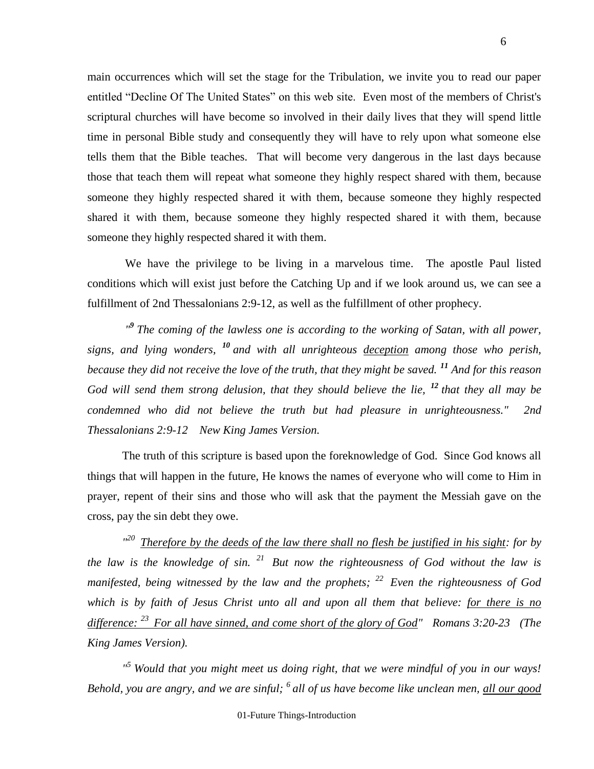main occurrences which will set the stage for the Tribulation, we invite you to read our paper entitled "Decline Of The United States" on this web site. Even most of the members of Christ's scriptural churches will have become so involved in their daily lives that they will spend little time in personal Bible study and consequently they will have to rely upon what someone else tells them that the Bible teaches. That will become very dangerous in the last days because those that teach them will repeat what someone they highly respect shared with them, because someone they highly respected shared it with them, because someone they highly respected shared it with them, because someone they highly respected shared it with them, because someone they highly respected shared it with them.

We have the privilege to be living in a marvelous time. The apostle Paul listed conditions which will exist just before the Catching Up and if we look around us, we can see a fulfillment of 2nd Thessalonians 2:9-12, as well as the fulfillment of other prophecy.

*"**9** The coming of the lawless one is according to the working of Satan, with all power, signs, and lying wonders, **10** and with all unrighteous <u>deception</u> among those who perish, because they did not receive the love of the truth, that they might be saved. **11** And for this reason God will send them strong delusion, that they should believe the lie, **12** that they all may be condemned who did not believe the truth but had pleasure in unrighteousness." 2nd Thessalonians 2:9-12 New King James Version.*

The truth of this scripture is based upon the foreknowledge of God. Since God knows all things that will happen in the future, He knows the names of everyone who will come to Him in prayer, repent of their sins and those who will ask that the payment the Messiah gave on the cross, pay the sin debt they owe.

*"20 <u>Therefore by the deeds of the law there shall no flesh be justified in his sight</u>: for by the law is the knowledge of sin. 21 But now the righteousness of God without the law is manifested, being witnessed by the law and the prophets; 22 Even the righteousness of God which is by faith of Jesus Christ unto all and upon all them that believe: <u>for there is no difference: 23 For all have sinned, and come short of the glory of God</u>" Romans 3:20-23 (The King James Version).*

*"5 Would that you might meet us doing right, that we were mindful of you in our ways! Behold, you are angry, and we are sinful; 6 all of us have become like unclean men, <u>all our good</u>*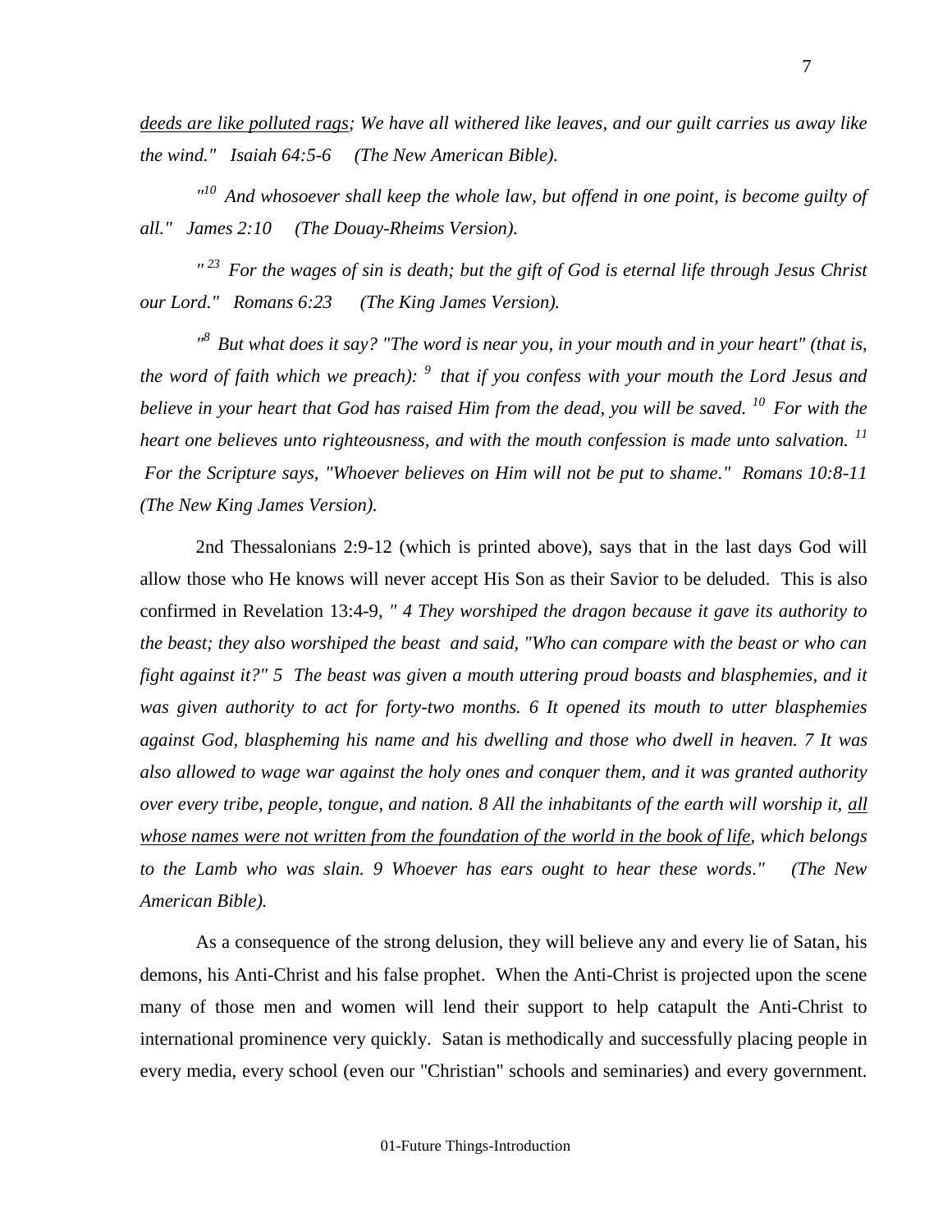*<u>deeds are like polluted rags</u>; We have all withered like leaves, and our guilt carries us away like the wind." Isaiah 64:5-6 (The New American Bible).*

*"[10] And whosoever shall keep the whole law, but offend in one point, is become guilty of all." James 2:10 (The Douay-Rheims Version).*

*" [23] For the wages of sin is death; but the gift of God is eternal life through Jesus Christ our Lord." Romans 6:23 (The King James Version).*

*"[8] But what does it say? "The word is near you, in your mouth and in your heart" (that is, the word of faith which we preach): [9] that if you confess with your mouth the Lord Jesus and believe in your heart that God has raised Him from the dead, you will be saved. [10] For with the heart one believes unto righteousness, and with the mouth confession is made unto salvation. [11] For the Scripture says, "Whoever believes on Him will not be put to shame." Romans 10:8-11 (The New King James Version).*

2nd Thessalonians 2:9-12 (which is printed above), says that in the last days God will allow those who He knows will never accept His Son as their Savior to be deluded. This is also confirmed in Revelation 13:4-9, *" 4 They worshiped the dragon because it gave its authority to the beast; they also worshiped the beast and said, "Who can compare with the beast or who can fight against it?" 5 The beast was given a mouth uttering proud boasts and blasphemies, and it was given authority to act for forty-two months. 6 It opened its mouth to utter blasphemies against God, blaspheming his name and his dwelling and those who dwell in heaven. 7 It was also allowed to wage war against the holy ones and conquer them, and it was granted authority over every tribe, people, tongue, and nation. 8 All the inhabitants of the earth will worship it, <u>all whose names were not written from the foundation of the world in the book of life</u>, which belongs to the Lamb who was slain. 9 Whoever has ears ought to hear these words." (The New American Bible).*

As a consequence of the strong delusion, they will believe any and every lie of Satan, his demons, his Anti-Christ and his false prophet. When the Anti-Christ is projected upon the scene many of those men and women will lend their support to help catapult the Anti-Christ to international prominence very quickly. Satan is methodically and successfully placing people in every media, every school (even our "Christian" schools and seminaries) and every government.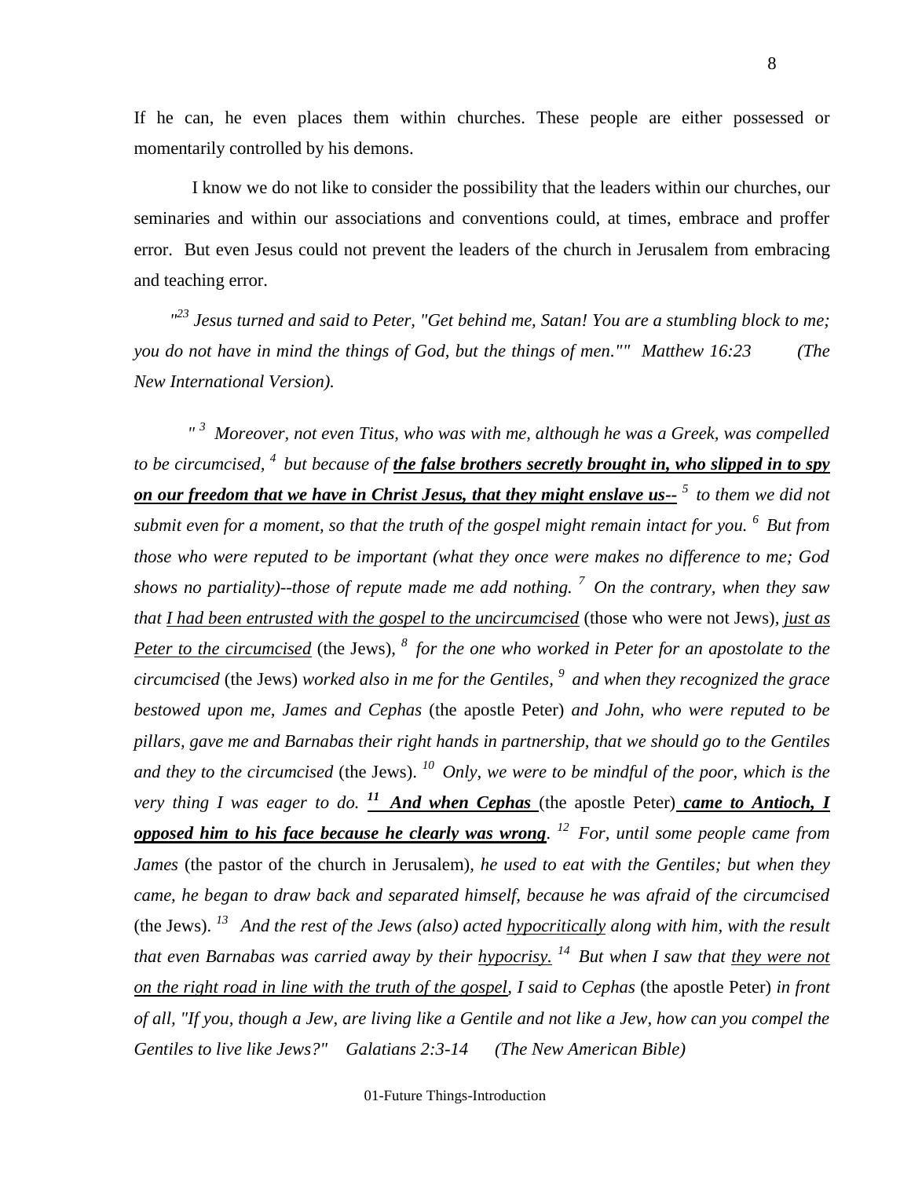If he can, he even places them within churches. These people are either possessed or momentarily controlled by his demons.

I know we do not like to consider the possibility that the leaders within our churches, our seminaries and within our associations and conventions could, at times, embrace and proffer error. But even Jesus could not prevent the leaders of the church in Jerusalem from embracing and teaching error.

*"[23] Jesus turned and said to Peter, "Get behind me, Satan! You are a stumbling block to me; you do not have in mind the things of God, but the things of men."" Matthew 16:23 (The New International Version).*

*" [3] Moreover, not even Titus, who was with me, although he was a Greek, was compelled to be circumcised, [4] but because of **<u>the false brothers secretly brought in, who slipped in to spy on our freedom that we have in Christ Jesus, that they might enslave us--</u>** [5] to them we did not submit even for a moment, so that the truth of the gospel might remain intact for you. [6] But from those who were reputed to be important (what they once were makes no difference to me; God shows no partiality)--those of repute made me add nothing. [7] On the contrary, when they saw that <u>I had been entrusted with the gospel to the uncircumcised</u>* (those who were not Jews)*, <u>just as Peter to the circumcised</u>* (the Jews)*, [8] for the one who worked in Peter for an apostolate to the circumcised* (the Jews) *worked also in me for the Gentiles, [9] and when they recognized the grace bestowed upon me, James and Cephas* (the apostle Peter) *and John, who were reputed to be pillars, gave me and Barnabas their right hands in partnership, that we should go to the Gentiles and they to the circumcised* (the Jews)*. [10] Only, we were to be mindful of the poor, which is the very thing I was eager to do. **<u>[11] And when Cephas</u>*** (the apostle Peter) ***<u>came to Antioch, I opposed him to his face because he clearly was wrong</u>**. [12] For, until some people came from James* (the pastor of the church in Jerusalem)*, he used to eat with the Gentiles; but when they came, he began to draw back and separated himself, because he was afraid of the circumcised* (the Jews)*. [13] And the rest of the Jews (also) acted <u>hypocritically</u> along with him, with the result that even Barnabas was carried away by their <u>hypocrisy.</u> [14] But when I saw that <u>they were not on the right road in line with the truth of the gospel</u>, I said to Cephas* (the apostle Peter) *in front of all, "If you, though a Jew, are living like a Gentile and not like a Jew, how can you compel the Gentiles to live like Jews?" Galatians 2:3-14 (The New American Bible)*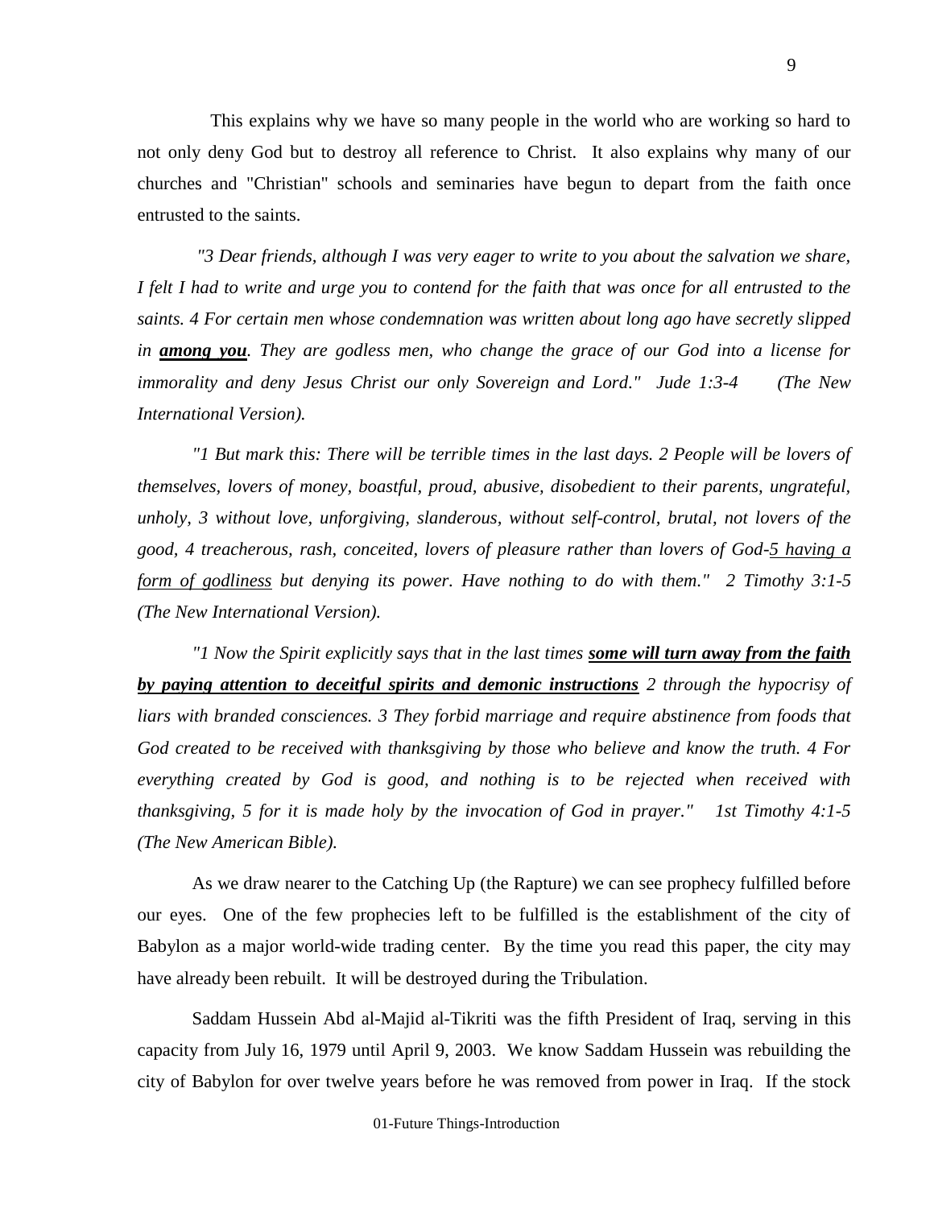This explains why we have so many people in the world who are working so hard to not only deny God but to destroy all reference to Christ. It also explains why many of our churches and "Christian" schools and seminaries have begun to depart from the faith once entrusted to the saints.

*"3 Dear friends, although I was very eager to write to you about the salvation we share, I felt I had to write and urge you to contend for the faith that was once for all entrusted to the saints. 4 For certain men whose condemnation was written about long ago have secretly slipped in **<u>among you</u>**. They are godless men, who change the grace of our God into a license for immorality and deny Jesus Christ our only Sovereign and Lord." Jude 1:3-4 (The New International Version).*

*"1 But mark this: There will be terrible times in the last days. 2 People will be lovers of themselves, lovers of money, boastful, proud, abusive, disobedient to their parents, ungrateful, unholy, 3 without love, unforgiving, slanderous, without self-control, brutal, not lovers of the good, 4 treacherous, rash, conceited, lovers of pleasure rather than lovers of God-<u>5 having a form of godliness</u> but denying its power. Have nothing to do with them." 2 Timothy 3:1-5 (The New International Version).*

*"1 Now the Spirit explicitly says that in the last times **<u>some will turn away from the faith by paying attention to deceitful spirits and demonic instructions</u>** 2 through the hypocrisy of liars with branded consciences. 3 They forbid marriage and require abstinence from foods that God created to be received with thanksgiving by those who believe and know the truth. 4 For everything created by God is good, and nothing is to be rejected when received with thanksgiving, 5 for it is made holy by the invocation of God in prayer." 1st Timothy 4:1-5 (The New American Bible).*

As we draw nearer to the Catching Up (the Rapture) we can see prophecy fulfilled before our eyes. One of the few prophecies left to be fulfilled is the establishment of the city of Babylon as a major world-wide trading center. By the time you read this paper, the city may have already been rebuilt. It will be destroyed during the Tribulation.

Saddam Hussein Abd al-Majid al-Tikriti was the fifth President of Iraq, serving in this capacity from July 16, 1979 until April 9, 2003. We know Saddam Hussein was rebuilding the city of Babylon for over twelve years before he was removed from power in Iraq. If the stock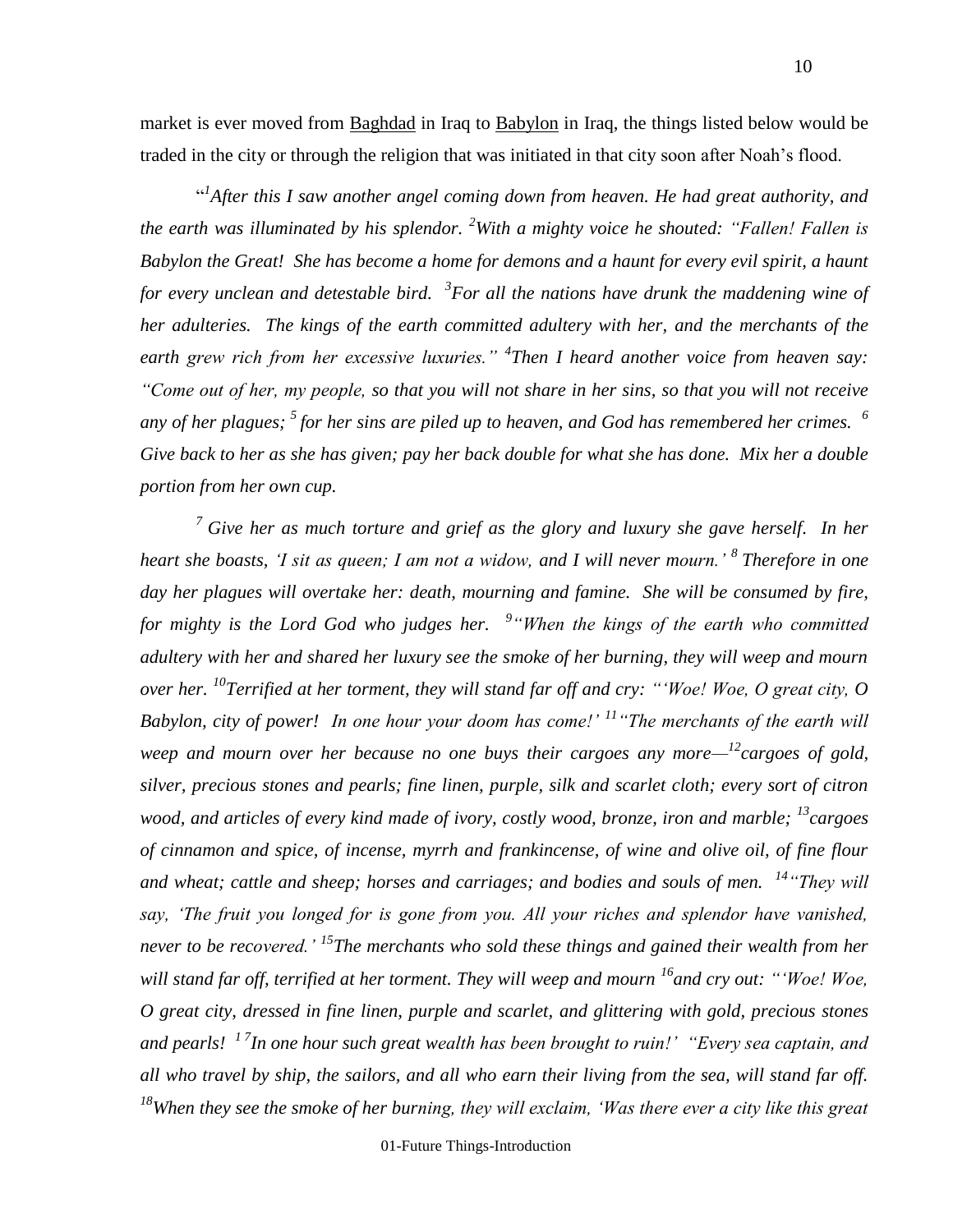market is ever moved from Baghdad in Iraq to Babylon in Iraq, the things listed below would be traded in the city or through the religion that was initiated in that city soon after Noah's flood.

"[1]*After this I saw another angel coming down from heaven. He had great authority, and the earth was illuminated by his splendor.* [2]*With a mighty voice he shouted: "Fallen! Fallen is Babylon the Great! She has become a home for demons and a haunt for every evil spirit, a haunt for every unclean and detestable bird.* [3]*For all the nations have drunk the maddening wine of her adulteries. The kings of the earth committed adultery with her, and the merchants of the earth grew rich from her excessive luxuries."* [4]*Then I heard another voice from heaven say: "Come out of her, my people, so that you will not share in her sins, so that you will not receive any of her plagues;* [5] *for her sins are piled up to heaven, and God has remembered her crimes.* [6] *Give back to her as she has given; pay her back double for what she has done. Mix her a double portion from her own cup.*

[7] *Give her as much torture and grief as the glory and luxury she gave herself. In her heart she boasts, 'I sit as queen; I am not a widow, and I will never mourn.'* [8] *Therefore in one day her plagues will overtake her: death, mourning and famine. She will be consumed by fire, for mighty is the Lord God who judges her.* [9]*"When the kings of the earth who committed adultery with her and shared her luxury see the smoke of her burning, they will weep and mourn over her.* [10]*Terrified at her torment, they will stand far off and cry: "'Woe! Woe, O great city, O Babylon, city of power! In one hour your doom has come!'* [11]*"The merchants of the earth will weep and mourn over her because no one buys their cargoes any more—*[12]*cargoes of gold, silver, precious stones and pearls; fine linen, purple, silk and scarlet cloth; every sort of citron wood, and articles of every kind made of ivory, costly wood, bronze, iron and marble;* [13]*cargoes of cinnamon and spice, of incense, myrrh and frankincense, of wine and olive oil, of fine flour and wheat; cattle and sheep; horses and carriages; and bodies and souls of men.* [14]*"They will say, 'The fruit you longed for is gone from you. All your riches and splendor have vanished, never to be recovered.'* [15]*The merchants who sold these things and gained their wealth from her will stand far off, terrified at her torment. They will weep and mourn* [16]*and cry out: "'Woe! Woe, O great city, dressed in fine linen, purple and scarlet, and glittering with gold, precious stones and pearls!* [17]*In one hour such great wealth has been brought to ruin!' "Every sea captain, and all who travel by ship, the sailors, and all who earn their living from the sea, will stand far off.* [18]*When they see the smoke of her burning, they will exclaim, 'Was there ever a city like this great*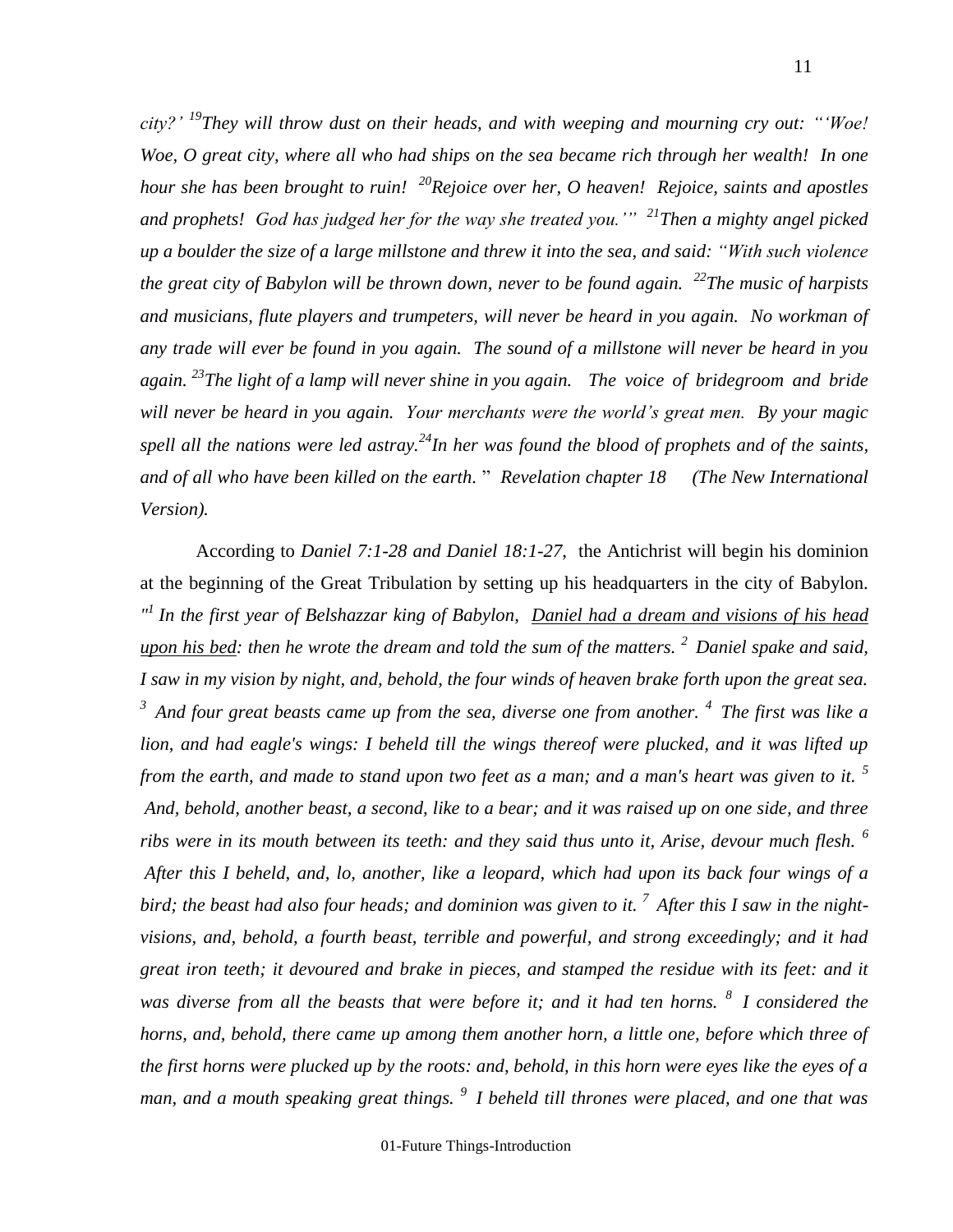*city?' [19]They will throw dust on their heads, and with weeping and mourning cry out: "'Woe! Woe, O great city, where all who had ships on the sea became rich through her wealth! In one hour she has been brought to ruin! [20]Rejoice over her, O heaven! Rejoice, saints and apostles and prophets! God has judged her for the way she treated you.'" [21]Then a mighty angel picked up a boulder the size of a large millstone and threw it into the sea, and said: "With such violence the great city of Babylon will be thrown down, never to be found again. [22]The music of harpists and musicians, flute players and trumpeters, will never be heard in you again. No workman of any trade will ever be found in you again. The sound of a millstone will never be heard in you again. [23]The light of a lamp will never shine in you again. The voice of bridegroom and bride will never be heard in you again. Your merchants were the world's great men. By your magic spell all the nations were led astray.[24]In her was found the blood of prophets and of the saints, and of all who have been killed on the earth.* " *Revelation chapter 18 (The New International Version).*

According to *Daniel 7:1-28 and Daniel 18:1-27,* the Antichrist will begin his dominion at the beginning of the Great Tribulation by setting up his headquarters in the city of Babylon. *"[1] In the first year of Belshazzar king of Babylon, <u>Daniel had a dream and visions of his head upon his bed</u>: then he wrote the dream and told the sum of the matters. [2] Daniel spake and said, I saw in my vision by night, and, behold, the four winds of heaven brake forth upon the great sea. [3] And four great beasts came up from the sea, diverse one from another. [4] The first was like a lion, and had eagle's wings: I beheld till the wings thereof were plucked, and it was lifted up from the earth, and made to stand upon two feet as a man; and a man's heart was given to it. [5] And, behold, another beast, a second, like to a bear; and it was raised up on one side, and three ribs were in its mouth between its teeth: and they said thus unto it, Arise, devour much flesh. [6] After this I beheld, and, lo, another, like a leopard, which had upon its back four wings of a bird; the beast had also four heads; and dominion was given to it. [7] After this I saw in the night-visions, and, behold, a fourth beast, terrible and powerful, and strong exceedingly; and it had great iron teeth; it devoured and brake in pieces, and stamped the residue with its feet: and it was diverse from all the beasts that were before it; and it had ten horns. [8] I considered the horns, and, behold, there came up among them another horn, a little one, before which three of the first horns were plucked up by the roots: and, behold, in this horn were eyes like the eyes of a man, and a mouth speaking great things. [9] I beheld till thrones were placed, and one that was*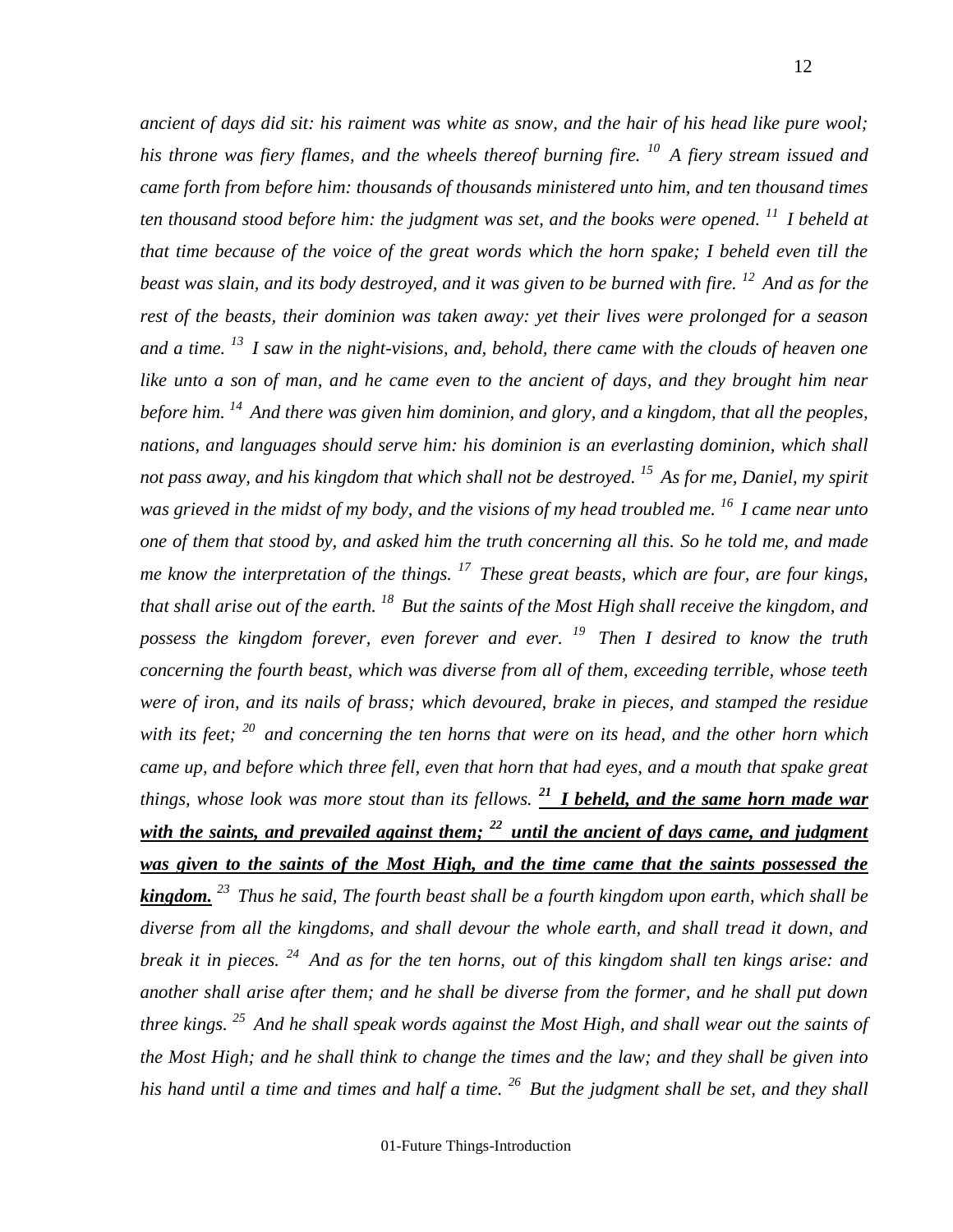*ancient of days did sit: his raiment was white as snow, and the hair of his head like pure wool; his throne was fiery flames, and the wheels thereof burning fire. [10] A fiery stream issued and came forth from before him: thousands of thousands ministered unto him, and ten thousand times ten thousand stood before him: the judgment was set, and the books were opened. [11] I beheld at that time because of the voice of the great words which the horn spake; I beheld even till the beast was slain, and its body destroyed, and it was given to be burned with fire. [12] And as for the rest of the beasts, their dominion was taken away: yet their lives were prolonged for a season and a time. [13] I saw in the night-visions, and, behold, there came with the clouds of heaven one like unto a son of man, and he came even to the ancient of days, and they brought him near before him. [14] And there was given him dominion, and glory, and a kingdom, that all the peoples, nations, and languages should serve him: his dominion is an everlasting dominion, which shall not pass away, and his kingdom that which shall not be destroyed. [15] As for me, Daniel, my spirit was grieved in the midst of my body, and the visions of my head troubled me. [16] I came near unto one of them that stood by, and asked him the truth concerning all this. So he told me, and made me know the interpretation of the things. [17] These great beasts, which are four, are four kings, that shall arise out of the earth. [18] But the saints of the Most High shall receive the kingdom, and possess the kingdom forever, even forever and ever. [19] Then I desired to know the truth concerning the fourth beast, which was diverse from all of them, exceeding terrible, whose teeth were of iron, and its nails of brass; which devoured, brake in pieces, and stamped the residue with its feet; [20] and concerning the ten horns that were on its head, and the other horn which came up, and before which three fell, even that horn that had eyes, and a mouth that spake great things, whose look was more stout than its fellows.* ***[21] I beheld, and the same horn made war with the saints, and prevailed against them; [22] until the ancient of days came, and judgment was given to the saints of the Most High, and the time came that the saints possessed the kingdom.*** *[23] Thus he said, The fourth beast shall be a fourth kingdom upon earth, which shall be diverse from all the kingdoms, and shall devour the whole earth, and shall tread it down, and break it in pieces. [24] And as for the ten horns, out of this kingdom shall ten kings arise: and another shall arise after them; and he shall be diverse from the former, and he shall put down three kings. [25] And he shall speak words against the Most High, and shall wear out the saints of the Most High; and he shall think to change the times and the law; and they shall be given into his hand until a time and times and half a time. [26] But the judgment shall be set, and they shall*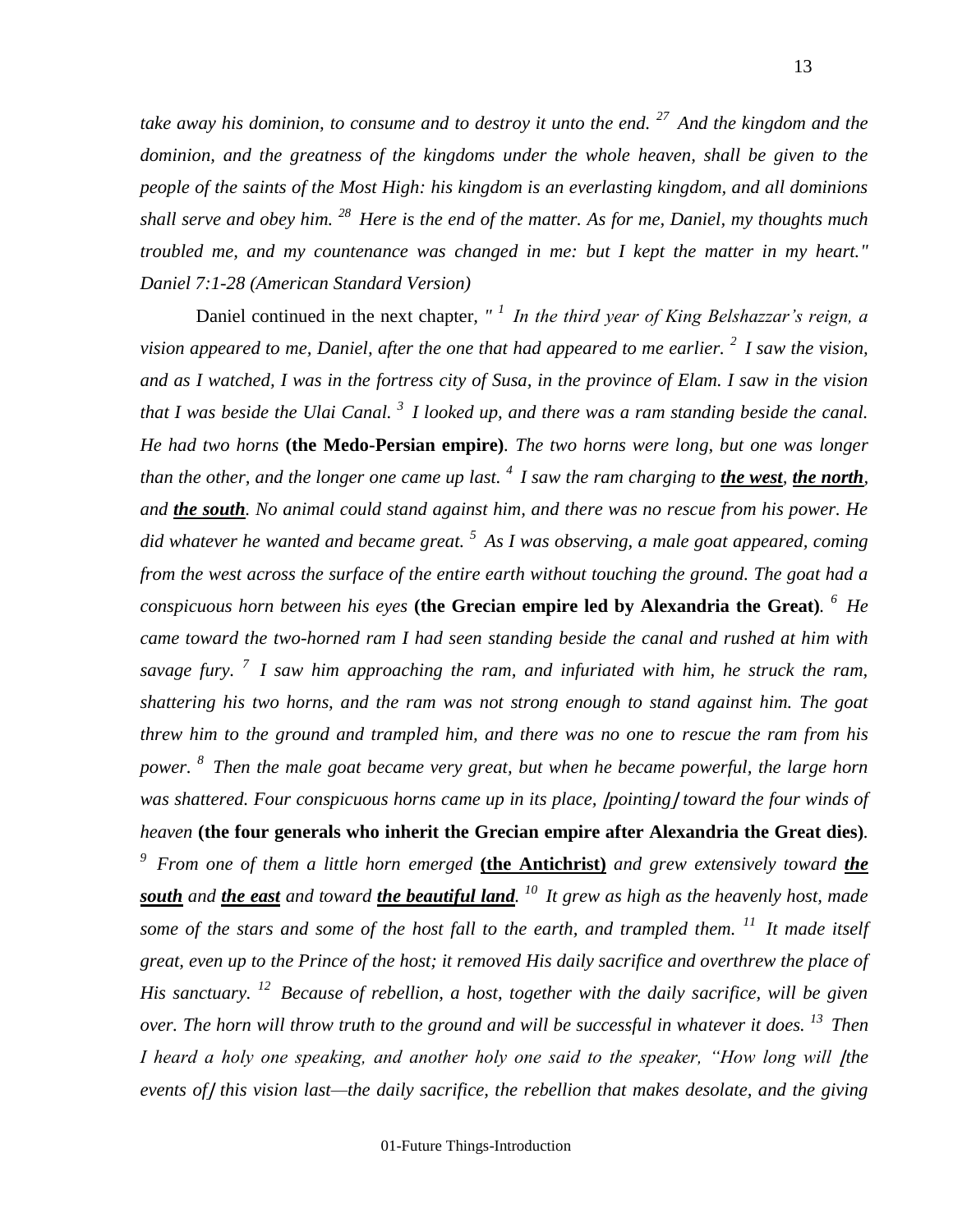*take away his dominion, to consume and to destroy it unto the end.* [27] *And the kingdom and the dominion, and the greatness of the kingdoms under the whole heaven, shall be given to the people of the saints of the Most High: his kingdom is an everlasting kingdom, and all dominions shall serve and obey him.* [28] *Here is the end of the matter. As for me, Daniel, my thoughts much troubled me, and my countenance was changed in me: but I kept the matter in my heart." Daniel 7:1-28 (American Standard Version)*

Daniel continued in the next chapter, *"* [1] *In the third year of King Belshazzar's reign, a vision appeared to me, Daniel, after the one that had appeared to me earlier.* [2] *I saw the vision, and as I watched, I was in the fortress city of Susa, in the province of Elam. I saw in the vision that I was beside the Ulai Canal.* [3] *I looked up, and there was a ram standing beside the canal. He had two horns* **(the Medo-Persian empire)**. *The two horns were long, but one was longer than the other, and the longer one came up last.* [4] *I saw the ram charging to* ***<u>the west</u>***, ***<u>the north</u>***, *and* ***<u>the south</u>***. *No animal could stand against him, and there was no rescue from his power. He did whatever he wanted and became great.* [5] *As I was observing, a male goat appeared, coming from the west across the surface of the entire earth without touching the ground. The goat had a conspicuous horn between his eyes* **(the Grecian empire led by Alexandria the Great)**. [6] *He came toward the two-horned ram I had seen standing beside the canal and rushed at him with savage fury.* [7] *I saw him approaching the ram, and infuriated with him, he struck the ram, shattering his two horns, and the ram was not strong enough to stand against him. The goat threw him to the ground and trampled him, and there was no one to rescue the ram from his power.* [8] *Then the male goat became very great, but when he became powerful, the large horn was shattered. Four conspicuous horns came up in its place, [pointing] toward the four winds of heaven* **(the four generals who inherit the Grecian empire after Alexandria the Great dies)**. [9] *From one of them a little horn emerged* **<u>(the Antichrist)</u>** *and grew extensively toward* ***<u>the south</u>*** *and* ***<u>the east</u>*** *and toward* ***<u>the beautiful land</u>***. [10] *It grew as high as the heavenly host, made some of the stars and some of the host fall to the earth, and trampled them.* [11] *It made itself great, even up to the Prince of the host; it removed His daily sacrifice and overthrew the place of His sanctuary.* [12] *Because of rebellion, a host, together with the daily sacrifice, will be given over. The horn will throw truth to the ground and will be successful in whatever it does.* [13] *Then I heard a holy one speaking, and another holy one said to the speaker, "How long will [the events of] this vision last—the daily sacrifice, the rebellion that makes desolate, and the giving*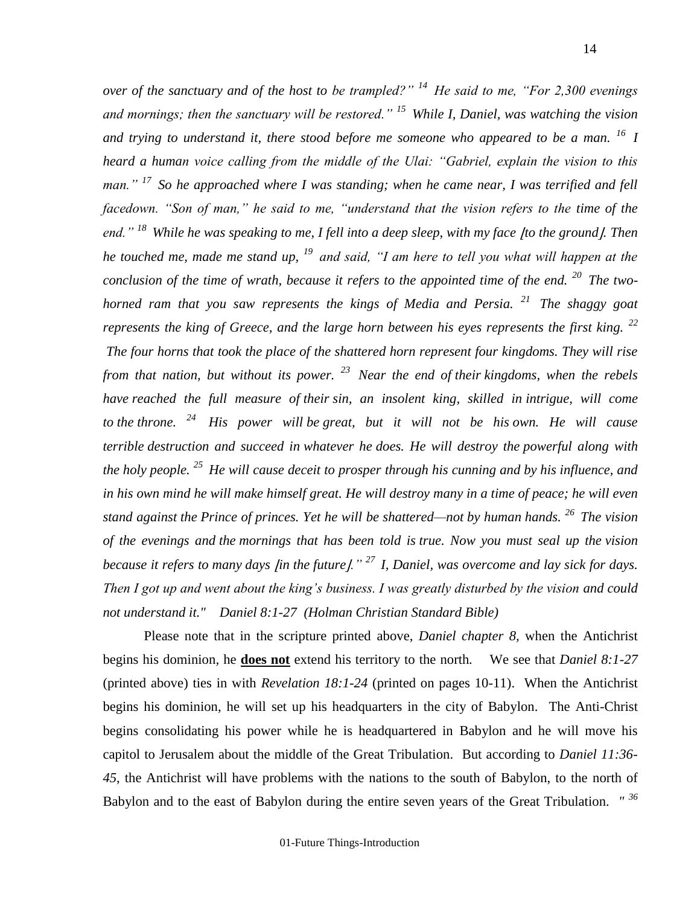*over of the sanctuary and of the host to be trampled?" [14] He said to me, "For 2,300 evenings and mornings; then the sanctuary will be restored." [15] While I, Daniel, was watching the vision and trying to understand it, there stood before me someone who appeared to be a man. [16] I heard a human voice calling from the middle of the Ulai: "Gabriel, explain the vision to this man." [17] So he approached where I was standing; when he came near, I was terrified and fell facedown. "Son of man," he said to me, "understand that the vision refers to the time of the end." [18] While he was speaking to me, I fell into a deep sleep, with my face [to the ground]. Then he touched me, made me stand up, [19] and said, "I am here to tell you what will happen at the conclusion of the time of wrath, because it refers to the appointed time of the end. [20] The two-horned ram that you saw represents the kings of Media and Persia. [21] The shaggy goat represents the king of Greece, and the large horn between his eyes represents the first king. [22] The four horns that took the place of the shattered horn represent four kingdoms. They will rise from that nation, but without its power. [23] Near the end of their kingdoms, when the rebels have reached the full measure of their sin, an insolent king, skilled in intrigue, will come to the throne. [24] His power will be great, but it will not be his own. He will cause terrible destruction and succeed in whatever he does. He will destroy the powerful along with the holy people. [25] He will cause deceit to prosper through his cunning and by his influence, and in his own mind he will make himself great. He will destroy many in a time of peace; he will even stand against the Prince of princes. Yet he will be shattered—not by human hands. [26] The vision of the evenings and the mornings that has been told is true. Now you must seal up the vision because it refers to many days [in the future]." [27] I, Daniel, was overcome and lay sick for days. Then I got up and went about the king's business. I was greatly disturbed by the vision and could not understand it." Daniel 8:1-27 (Holman Christian Standard Bible)*

Please note that in the scripture printed above, *Daniel chapter 8,* when the Antichrist begins his dominion, he **does not** extend his territory to the north. We see that *Daniel 8:1-27* (printed above) ties in with *Revelation 18:1-24* (printed on pages 10-11). When the Antichrist begins his dominion, he will set up his headquarters in the city of Babylon. The Anti-Christ begins consolidating his power while he is headquartered in Babylon and he will move his capitol to Jerusalem about the middle of the Great Tribulation. But according to *Daniel 11:36-45*, the Antichrist will have problems with the nations to the south of Babylon, to the north of Babylon and to the east of Babylon during the entire seven years of the Great Tribulation. *" [36]*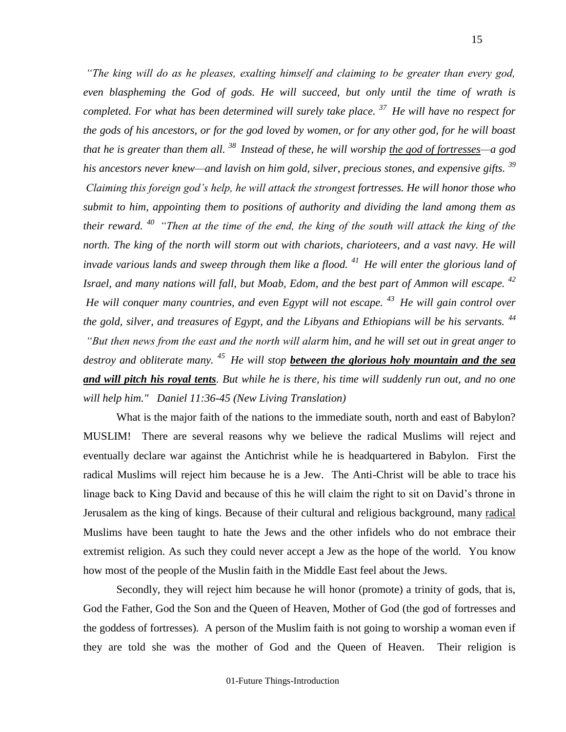*"The king will do as he pleases, exalting himself and claiming to be greater than every god, even blaspheming the God of gods. He will succeed, but only until the time of wrath is completed. For what has been determined will surely take place.* [37] *He will have no respect for the gods of his ancestors, or for the god loved by women, or for any other god, for he will boast that he is greater than them all.* [38] *Instead of these, he will worship <u>the god of fortresses</u>—a god his ancestors never knew—and lavish on him gold, silver, precious stones, and expensive gifts.* [39] *Claiming this foreign god's help, he will attack the strongest fortresses. He will honor those who submit to him, appointing them to positions of authority and dividing the land among them as their reward.* [40] *"Then at the time of the end, the king of the south will attack the king of the north. The king of the north will storm out with chariots, charioteers, and a vast navy. He will invade various lands and sweep through them like a flood.* [41] *He will enter the glorious land of Israel, and many nations will fall, but Moab, Edom, and the best part of Ammon will escape.* [42] *He will conquer many countries, and even Egypt will not escape.* [43] *He will gain control over the gold, silver, and treasures of Egypt, and the Libyans and Ethiopians will be his servants.* [44] *"But then news from the east and the north will alarm him, and he will set out in great anger to destroy and obliterate many.* [45] *He will stop **<u>between the glorious holy mountain and the sea and will pitch his royal tents</u>**. But while he is there, his time will suddenly run out, and no one will help him." Daniel 11:36-45 (New Living Translation)*

What is the major faith of the nations to the immediate south, north and east of Babylon? MUSLIM! There are several reasons why we believe the radical Muslims will reject and eventually declare war against the Antichrist while he is headquartered in Babylon. First the radical Muslims will reject him because he is a Jew. The Anti-Christ will be able to trace his linage back to King David and because of this he will claim the right to sit on David's throne in Jerusalem as the king of kings. Because of their cultural and religious background, many <u>radical</u> Muslims have been taught to hate the Jews and the other infidels who do not embrace their extremist religion. As such they could never accept a Jew as the hope of the world. You know how most of the people of the Muslin faith in the Middle East feel about the Jews.

Secondly, they will reject him because he will honor (promote) a trinity of gods, that is, God the Father, God the Son and the Queen of Heaven, Mother of God (the god of fortresses and the goddess of fortresses). A person of the Muslim faith is not going to worship a woman even if they are told she was the mother of God and the Queen of Heaven. Their religion is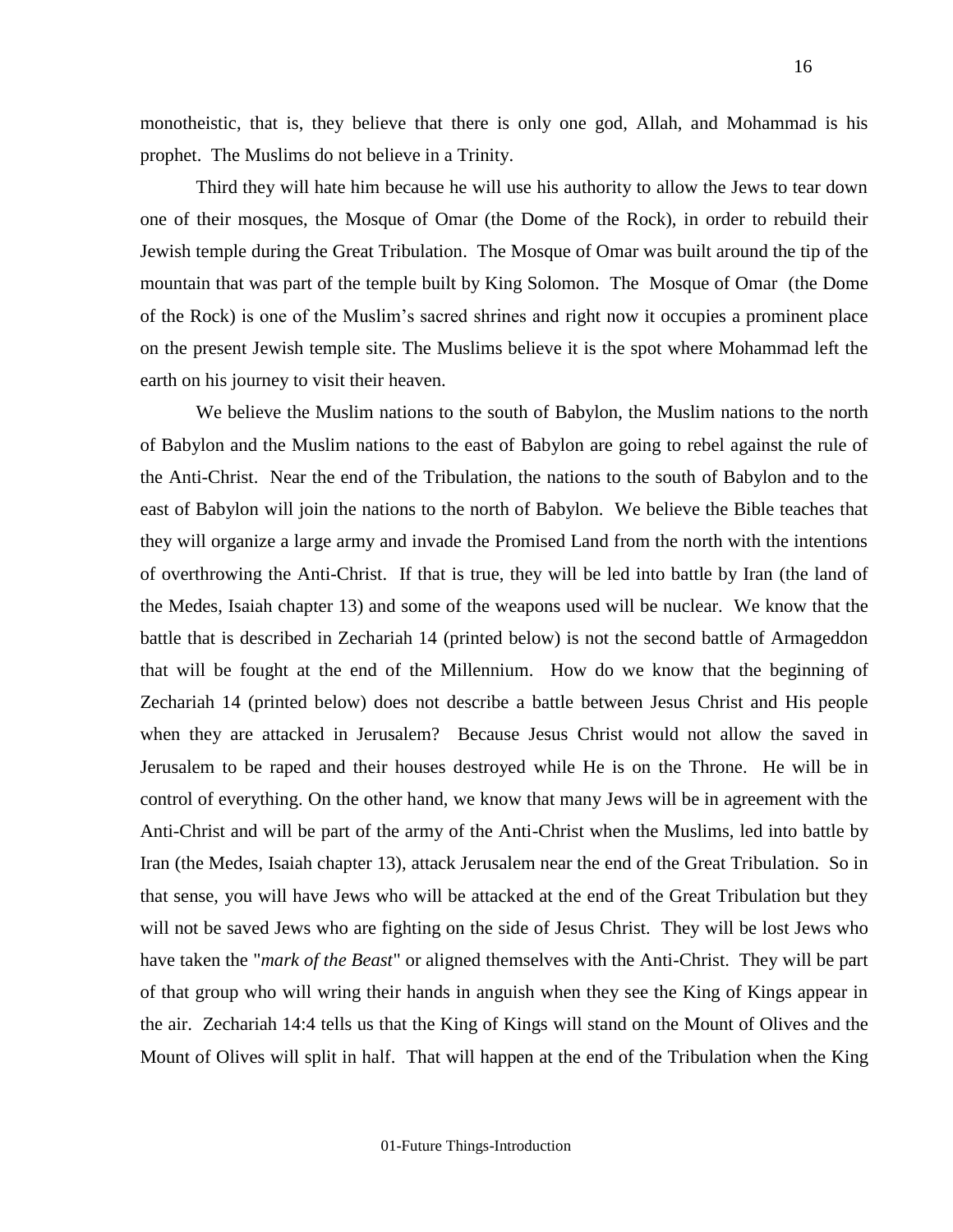monotheistic, that is, they believe that there is only one god, Allah, and Mohammad is his prophet. The Muslims do not believe in a Trinity.

Third they will hate him because he will use his authority to allow the Jews to tear down one of their mosques, the Mosque of Omar (the Dome of the Rock), in order to rebuild their Jewish temple during the Great Tribulation. The Mosque of Omar was built around the tip of the mountain that was part of the temple built by King Solomon. The Mosque of Omar (the Dome of the Rock) is one of the Muslim's sacred shrines and right now it occupies a prominent place on the present Jewish temple site. The Muslims believe it is the spot where Mohammad left the earth on his journey to visit their heaven.

We believe the Muslim nations to the south of Babylon, the Muslim nations to the north of Babylon and the Muslim nations to the east of Babylon are going to rebel against the rule of the Anti-Christ. Near the end of the Tribulation, the nations to the south of Babylon and to the east of Babylon will join the nations to the north of Babylon. We believe the Bible teaches that they will organize a large army and invade the Promised Land from the north with the intentions of overthrowing the Anti-Christ. If that is true, they will be led into battle by Iran (the land of the Medes, Isaiah chapter 13) and some of the weapons used will be nuclear. We know that the battle that is described in Zechariah 14 (printed below) is not the second battle of Armageddon that will be fought at the end of the Millennium. How do we know that the beginning of Zechariah 14 (printed below) does not describe a battle between Jesus Christ and His people when they are attacked in Jerusalem? Because Jesus Christ would not allow the saved in Jerusalem to be raped and their houses destroyed while He is on the Throne. He will be in control of everything. On the other hand, we know that many Jews will be in agreement with the Anti-Christ and will be part of the army of the Anti-Christ when the Muslims, led into battle by Iran (the Medes, Isaiah chapter 13), attack Jerusalem near the end of the Great Tribulation. So in that sense, you will have Jews who will be attacked at the end of the Great Tribulation but they will not be saved Jews who are fighting on the side of Jesus Christ. They will be lost Jews who have taken the "*mark of the Beast*" or aligned themselves with the Anti-Christ. They will be part of that group who will wring their hands in anguish when they see the King of Kings appear in the air. Zechariah 14:4 tells us that the King of Kings will stand on the Mount of Olives and the Mount of Olives will split in half. That will happen at the end of the Tribulation when the King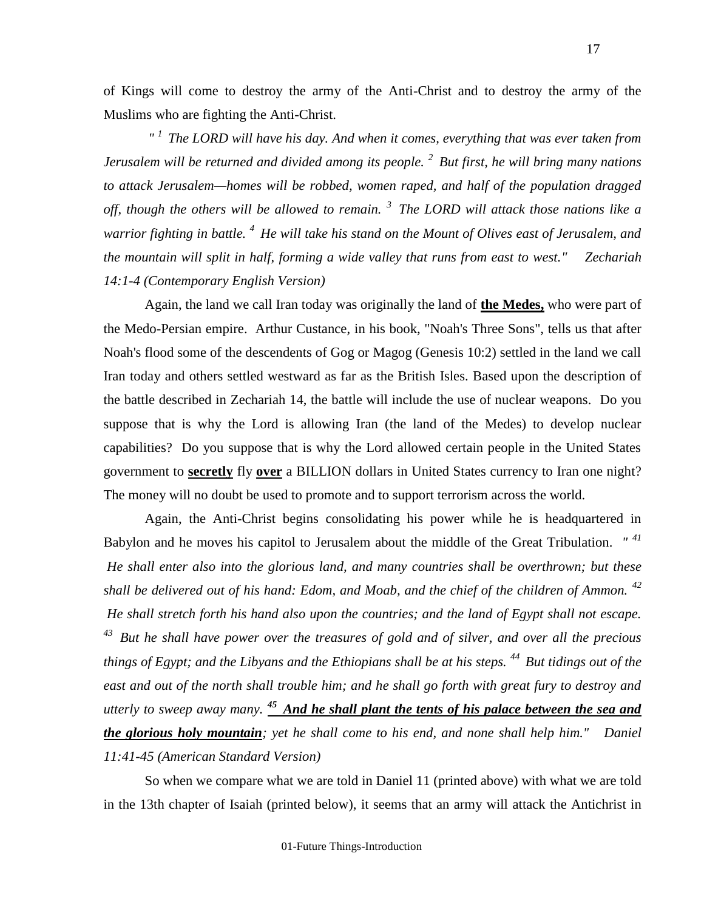of Kings will come to destroy the army of the Anti-Christ and to destroy the army of the Muslims who are fighting the Anti-Christ.

*" 1 The LORD will have his day. And when it comes, everything that was ever taken from Jerusalem will be returned and divided among its people. 2 But first, he will bring many nations to attack Jerusalem—homes will be robbed, women raped, and half of the population dragged off, though the others will be allowed to remain. 3 The LORD will attack those nations like a warrior fighting in battle. 4 He will take his stand on the Mount of Olives east of Jerusalem, and the mountain will split in half, forming a wide valley that runs from east to west." Zechariah 14:1-4 (Contemporary English Version)*

Again, the land we call Iran today was originally the land of **the Medes,** who were part of the Medo-Persian empire. Arthur Custance, in his book, "Noah's Three Sons", tells us that after Noah's flood some of the descendents of Gog or Magog (Genesis 10:2) settled in the land we call Iran today and others settled westward as far as the British Isles. Based upon the description of the battle described in Zechariah 14, the battle will include the use of nuclear weapons. Do you suppose that is why the Lord is allowing Iran (the land of the Medes) to develop nuclear capabilities? Do you suppose that is why the Lord allowed certain people in the United States government to **secretly** fly **over** a BILLION dollars in United States currency to Iran one night? The money will no doubt be used to promote and to support terrorism across the world.

Again, the Anti-Christ begins consolidating his power while he is headquartered in Babylon and he moves his capitol to Jerusalem about the middle of the Great Tribulation. *" 41 He shall enter also into the glorious land, and many countries shall be overthrown; but these shall be delivered out of his hand: Edom, and Moab, and the chief of the children of Ammon. 42 He shall stretch forth his hand also upon the countries; and the land of Egypt shall not escape. 43 But he shall have power over the treasures of gold and of silver, and over all the precious things of Egypt; and the Libyans and the Ethiopians shall be at his steps. 44 But tidings out of the east and out of the north shall trouble him; and he shall go forth with great fury to destroy and utterly to sweep away many.* ***45 And he shall plant the tents of his palace between the sea and the glorious holy mountain****; yet he shall come to his end, and none shall help him." Daniel 11:41-45 (American Standard Version)*

So when we compare what we are told in Daniel 11 (printed above) with what we are told in the 13th chapter of Isaiah (printed below), it seems that an army will attack the Antichrist in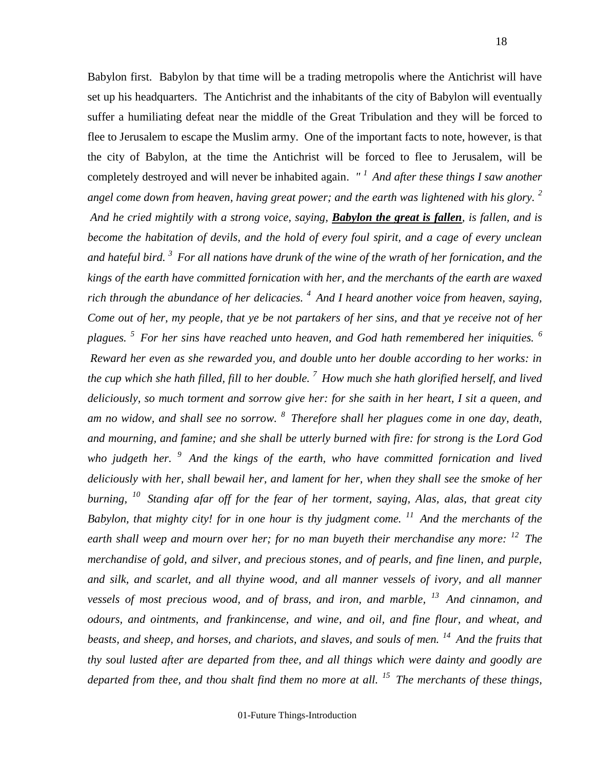Babylon first. Babylon by that time will be a trading metropolis where the Antichrist will have set up his headquarters. The Antichrist and the inhabitants of the city of Babylon will eventually suffer a humiliating defeat near the middle of the Great Tribulation and they will be forced to flee to Jerusalem to escape the Muslim army. One of the important facts to note, however, is that the city of Babylon, at the time the Antichrist will be forced to flee to Jerusalem, will be completely destroyed and will never be inhabited again. *" [1] And after these things I saw another angel come down from heaven, having great power; and the earth was lightened with his glory. [2] And he cried mightily with a strong voice, saying, **<u>Babylon the great is fallen</u>**, is fallen, and is become the habitation of devils, and the hold of every foul spirit, and a cage of every unclean and hateful bird. [3] For all nations have drunk of the wine of the wrath of her fornication, and the kings of the earth have committed fornication with her, and the merchants of the earth are waxed rich through the abundance of her delicacies. [4] And I heard another voice from heaven, saying, Come out of her, my people, that ye be not partakers of her sins, and that ye receive not of her plagues. [5] For her sins have reached unto heaven, and God hath remembered her iniquities. [6] Reward her even as she rewarded you, and double unto her double according to her works: in the cup which she hath filled, fill to her double. [7] How much she hath glorified herself, and lived deliciously, so much torment and sorrow give her: for she saith in her heart, I sit a queen, and am no widow, and shall see no sorrow. [8] Therefore shall her plagues come in one day, death, and mourning, and famine; and she shall be utterly burned with fire: for strong is the Lord God who judgeth her. [9] And the kings of the earth, who have committed fornication and lived deliciously with her, shall bewail her, and lament for her, when they shall see the smoke of her burning, [10] Standing afar off for the fear of her torment, saying, Alas, alas, that great city Babylon, that mighty city! for in one hour is thy judgment come. [11] And the merchants of the earth shall weep and mourn over her; for no man buyeth their merchandise any more: [12] The merchandise of gold, and silver, and precious stones, and of pearls, and fine linen, and purple, and silk, and scarlet, and all thyine wood, and all manner vessels of ivory, and all manner vessels of most precious wood, and of brass, and iron, and marble, [13] And cinnamon, and odours, and ointments, and frankincense, and wine, and oil, and fine flour, and wheat, and beasts, and sheep, and horses, and chariots, and slaves, and souls of men. [14] And the fruits that thy soul lusted after are departed from thee, and all things which were dainty and goodly are departed from thee, and thou shalt find them no more at all. [15] The merchants of these things,*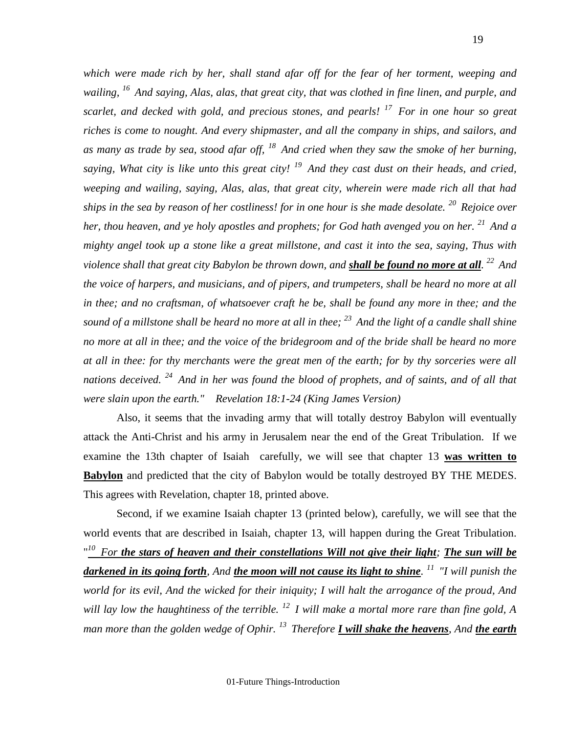*which were made rich by her, shall stand afar off for the fear of her torment, weeping and wailing, [16] And saying, Alas, alas, that great city, that was clothed in fine linen, and purple, and scarlet, and decked with gold, and precious stones, and pearls! [17] For in one hour so great riches is come to nought. And every shipmaster, and all the company in ships, and sailors, and as many as trade by sea, stood afar off, [18] And cried when they saw the smoke of her burning, saying, What city is like unto this great city! [19] And they cast dust on their heads, and cried, weeping and wailing, saying, Alas, alas, that great city, wherein were made rich all that had ships in the sea by reason of her costliness! for in one hour is she made desolate. [20] Rejoice over her, thou heaven, and ye holy apostles and prophets; for God hath avenged you on her. [21] And a mighty angel took up a stone like a great millstone, and cast it into the sea, saying, Thus with violence shall that great city Babylon be thrown down, and **shall be found no more at all**. [22] And the voice of harpers, and musicians, and of pipers, and trumpeters, shall be heard no more at all in thee; and no craftsman, of whatsoever craft he be, shall be found any more in thee; and the sound of a millstone shall be heard no more at all in thee; [23] And the light of a candle shall shine no more at all in thee; and the voice of the bridegroom and of the bride shall be heard no more at all in thee: for thy merchants were the great men of the earth; for by thy sorceries were all nations deceived. [24] And in her was found the blood of prophets, and of saints, and of all that were slain upon the earth." Revelation 18:1-24 (King James Version)*

Also, it seems that the invading army that will totally destroy Babylon will eventually attack the Anti-Christ and his army in Jerusalem near the end of the Great Tribulation. If we examine the 13th chapter of Isaiah carefully, we will see that chapter 13 **was written to Babylon** and predicted that the city of Babylon would be totally destroyed BY THE MEDES. This agrees with Revelation, chapter 18, printed above.

Second, if we examine Isaiah chapter 13 (printed below), carefully, we will see that the world events that are described in Isaiah, chapter 13, will happen during the Great Tribulation. *"[10] For **the stars of heaven and their constellations Will not give their light**; **The sun will be darkened in its going forth**, And **the moon will not cause its light to shine**. [11] "I will punish the world for its evil, And the wicked for their iniquity; I will halt the arrogance of the proud, And will lay low the haughtiness of the terrible. [12] I will make a mortal more rare than fine gold, A man more than the golden wedge of Ophir. [13] Therefore **I will shake the heavens**, And **the earth***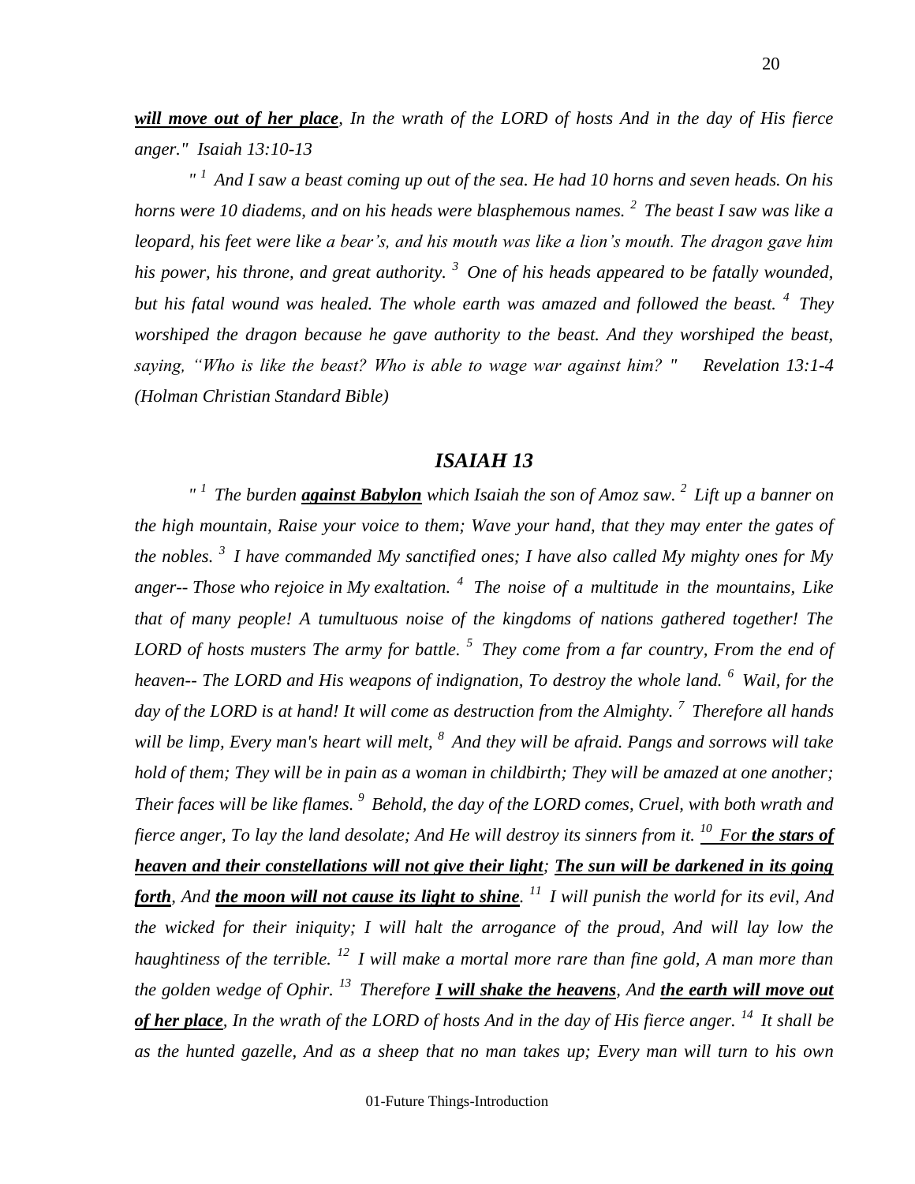***will move out of her place**, In the wrath of the LORD of hosts And in the day of His fierce anger."  Isaiah 13:10-13*

*"[1] And I saw a beast coming up out of the sea. He had 10 horns and seven heads. On his horns were 10 diadems, and on his heads were blasphemous names. [2] The beast I saw was like a leopard, his feet were like a bear's, and his mouth was like a lion's mouth. The dragon gave him his power, his throne, and great authority. [3] One of his heads appeared to be fatally wounded, but his fatal wound was healed. The whole earth was amazed and followed the beast. [4] They worshiped the dragon because he gave authority to the beast. And they worshiped the beast, saying, "Who is like the beast? Who is able to wage war against him? "    Revelation 13:1-4 (Holman Christian Standard Bible)*

## *ISAIAH 13*

*"[1] The burden **against Babylon** which Isaiah the son of Amoz saw. [2] Lift up a banner on the high mountain, Raise your voice to them; Wave your hand, that they may enter the gates of the nobles. [3] I have commanded My sanctified ones; I have also called My mighty ones for My anger-- Those who rejoice in My exaltation. [4] The noise of a multitude in the mountains, Like that of many people! A tumultuous noise of the kingdoms of nations gathered together! The LORD of hosts musters The army for battle. [5] They come from a far country, From the end of heaven-- The LORD and His weapons of indignation, To destroy the whole land. [6] Wail, for the day of the LORD is at hand! It will come as destruction from the Almighty. [7] Therefore all hands will be limp, Every man's heart will melt, [8] And they will be afraid. Pangs and sorrows will take hold of them; They will be in pain as a woman in childbirth; They will be amazed at one another; Their faces will be like flames. [9] Behold, the day of the LORD comes, Cruel, with both wrath and fierce anger, To lay the land desolate; And He will destroy its sinners from it. [10] For **the stars of heaven and their constellations will not give their light**; **The sun will be darkened in its going forth**, And **the moon will not cause its light to shine**. [11] I will punish the world for its evil, And the wicked for their iniquity; I will halt the arrogance of the proud, And will lay low the haughtiness of the terrible. [12] I will make a mortal more rare than fine gold, A man more than the golden wedge of Ophir. [13] Therefore **I will shake the heavens**, And **the earth will move out of her place**, In the wrath of the LORD of hosts And in the day of His fierce anger. [14] It shall be as the hunted gazelle, And as a sheep that no man takes up; Every man will turn to his own*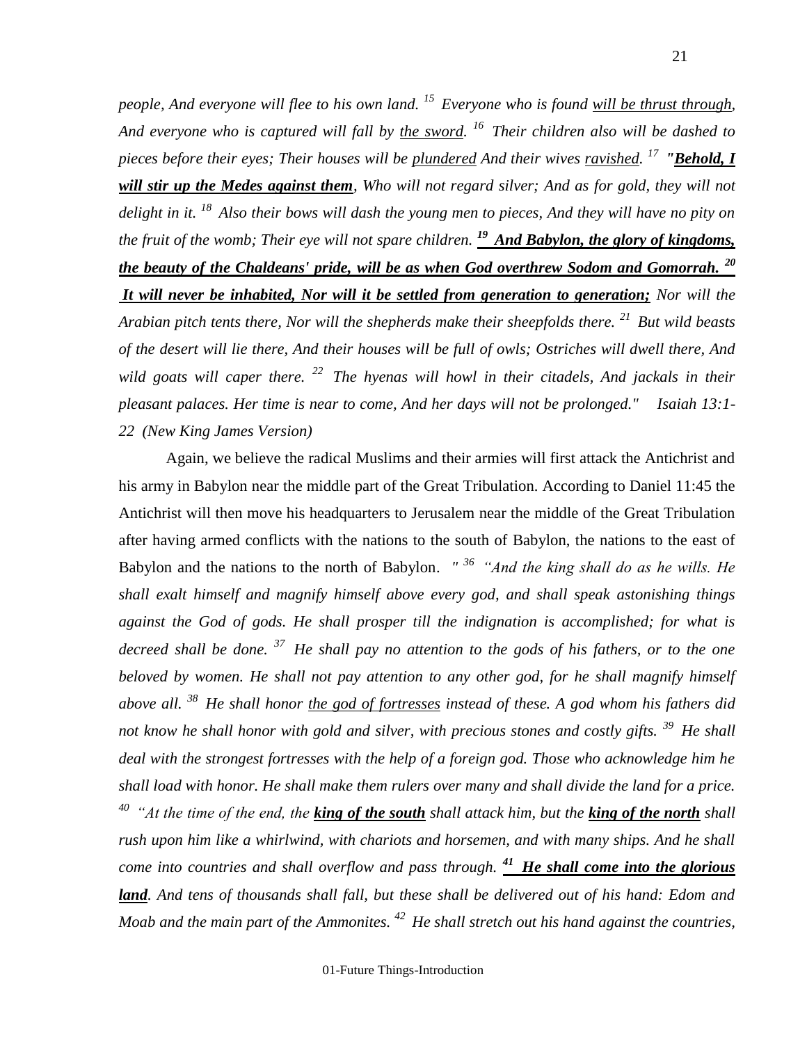*people, And everyone will flee to his own land. [15] Everyone who is found <u>will be thrust through</u>, And everyone who is captured will fall by <u>the sword</u>. [16] Their children also will be dashed to pieces before their eyes; Their houses will be <u>plundered</u> And their wives <u>ravished</u>. [17] "**<u>Behold, I will stir up the Medes against them</u>**, Who will not regard silver; And as for gold, they will not delight in it. [18] Also their bows will dash the young men to pieces, And they will have no pity on the fruit of the womb; Their eye will not spare children. **<u>[19] And Babylon, the glory of kingdoms, the beauty of the Chaldeans' pride, will be as when God overthrew Sodom and Gomorrah. [20] It will never be inhabited, Nor will it be settled from generation to generation;</u>** Nor will the Arabian pitch tents there, Nor will the shepherds make their sheepfolds there. [21] But wild beasts of the desert will lie there, And their houses will be full of owls; Ostriches will dwell there, And wild goats will caper there. [22] The hyenas will howl in their citadels, And jackals in their pleasant palaces. Her time is near to come, And her days will not be prolonged."   Isaiah 13:1-22 (New King James Version)*

Again, we believe the radical Muslims and their armies will first attack the Antichrist and his army in Babylon near the middle part of the Great Tribulation. According to Daniel 11:45 the Antichrist will then move his headquarters to Jerusalem near the middle of the Great Tribulation after having armed conflicts with the nations to the south of Babylon, the nations to the east of Babylon and the nations to the north of Babylon. *" [36] "And the king shall do as he wills. He shall exalt himself and magnify himself above every god, and shall speak astonishing things against the God of gods. He shall prosper till the indignation is accomplished; for what is decreed shall be done. [37] He shall pay no attention to the gods of his fathers, or to the one beloved by women. He shall not pay attention to any other god, for he shall magnify himself above all. [38] He shall honor <u>the god of fortresses</u> instead of these. A god whom his fathers did not know he shall honor with gold and silver, with precious stones and costly gifts. [39] He shall deal with the strongest fortresses with the help of a foreign god. Those who acknowledge him he shall load with honor. He shall make them rulers over many and shall divide the land for a price. [40] "At the time of the end, the **<u>king of the south</u>** shall attack him, but the **<u>king of the north</u>** shall rush upon him like a whirlwind, with chariots and horsemen, and with many ships. And he shall come into countries and shall overflow and pass through. **<u>[41] He shall come into the glorious land</u>**. And tens of thousands shall fall, but these shall be delivered out of his hand: Edom and Moab and the main part of the Ammonites. [42] He shall stretch out his hand against the countries,*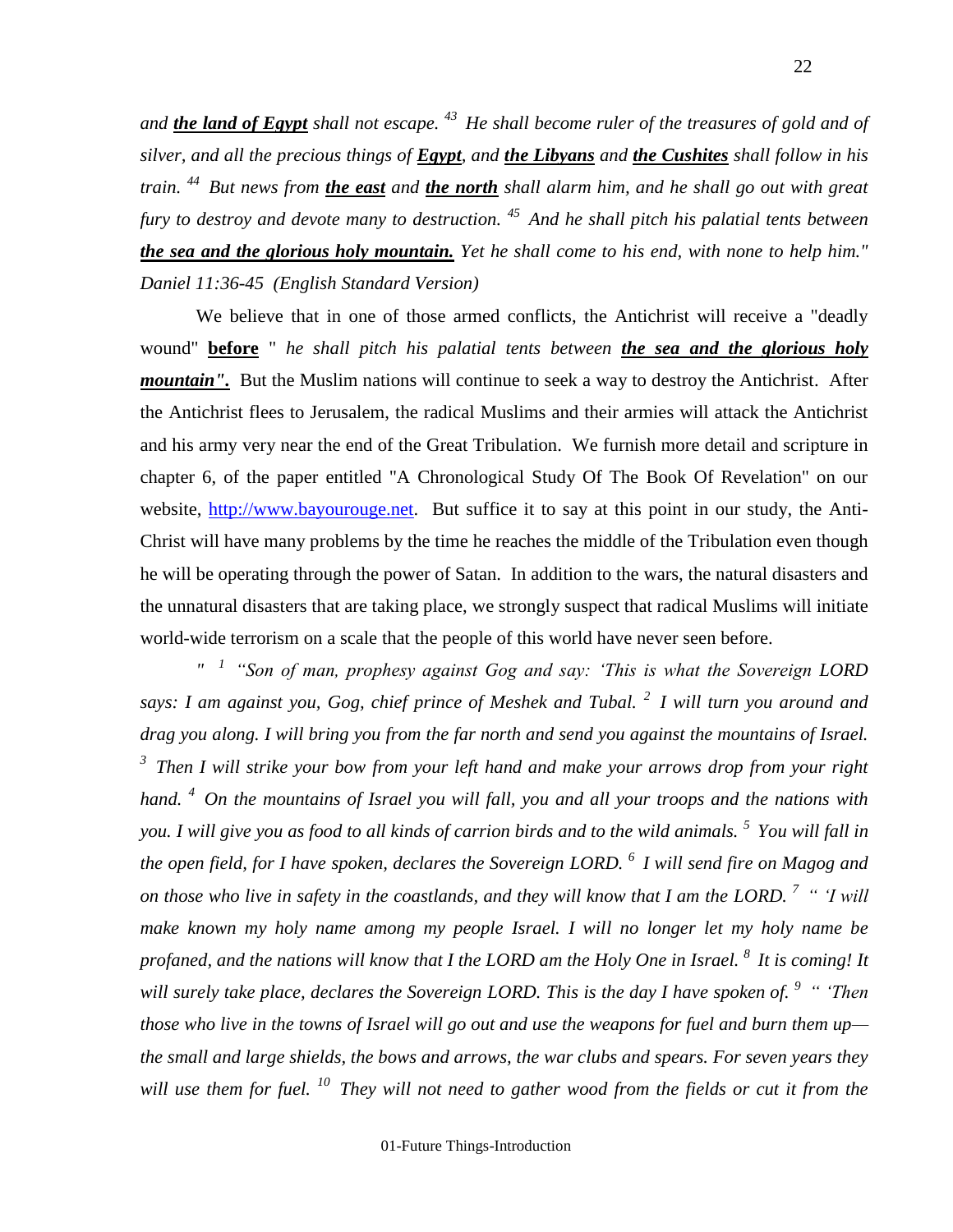*and **the land of Egypt** shall not escape.* [43] *He shall become ruler of the treasures of gold and of silver, and all the precious things of **Egypt**, and **the Libyans** and **the Cushites** shall follow in his train.* [44] *But news from **the east** and **the north** shall alarm him, and he shall go out with great fury to destroy and devote many to destruction.* [45] *And he shall pitch his palatial tents between **the sea and the glorious holy mountain.** Yet he shall come to his end, with none to help him." Daniel 11:36-45 (English Standard Version)*

We believe that in one of those armed conflicts, the Antichrist will receive a "deadly wound" **before** " *he shall pitch his palatial tents between **the sea and the glorious holy mountain".*** But the Muslim nations will continue to seek a way to destroy the Antichrist. After the Antichrist flees to Jerusalem, the radical Muslims and their armies will attack the Antichrist and his army very near the end of the Great Tribulation. We furnish more detail and scripture in chapter 6, of the paper entitled "A Chronological Study Of The Book Of Revelation" on our website, http://www.bayourouge.net. But suffice it to say at this point in our study, the Anti-Christ will have many problems by the time he reaches the middle of the Tribulation even though he will be operating through the power of Satan. In addition to the wars, the natural disasters and the unnatural disasters that are taking place, we strongly suspect that radical Muslims will initiate world-wide terrorism on a scale that the people of this world have never seen before.

*" [1] "Son of man, prophesy against Gog and say: 'This is what the Sovereign LORD says: I am against you, Gog, chief prince of Meshek and Tubal.* [2] *I will turn you around and drag you along. I will bring you from the far north and send you against the mountains of Israel.* [3] *Then I will strike your bow from your left hand and make your arrows drop from your right hand.* [4] *On the mountains of Israel you will fall, you and all your troops and the nations with you. I will give you as food to all kinds of carrion birds and to the wild animals.* [5] *You will fall in the open field, for I have spoken, declares the Sovereign LORD.* [6] *I will send fire on Magog and on those who live in safety in the coastlands, and they will know that I am the LORD.* [7] *" 'I will make known my holy name among my people Israel. I will no longer let my holy name be profaned, and the nations will know that I the LORD am the Holy One in Israel.* [8] *It is coming! It will surely take place, declares the Sovereign LORD. This is the day I have spoken of.* [9] *" 'Then those who live in the towns of Israel will go out and use the weapons for fuel and burn them up—the small and large shields, the bows and arrows, the war clubs and spears. For seven years they will use them for fuel.* [10] *They will not need to gather wood from the fields or cut it from the*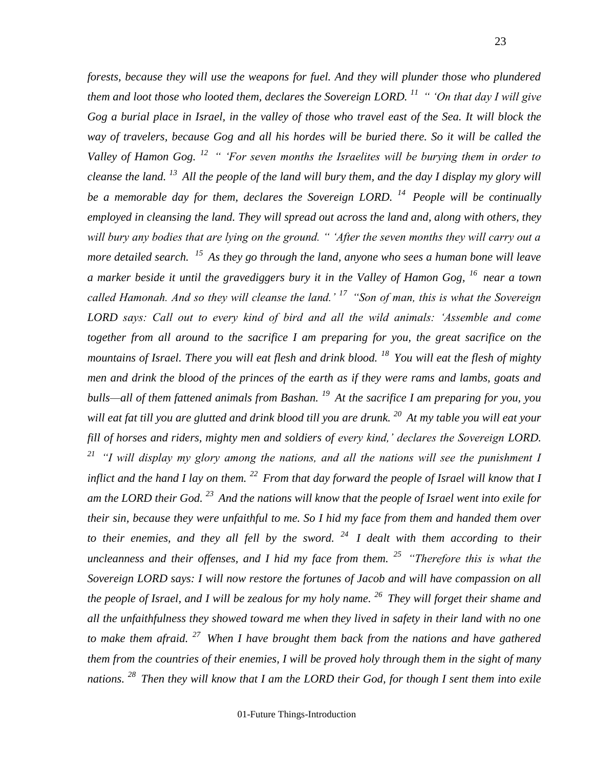*forests, because they will use the weapons for fuel. And they will plunder those who plundered them and loot those who looted them, declares the Sovereign LORD. [11] " 'On that day I will give Gog a burial place in Israel, in the valley of those who travel east of the Sea. It will block the way of travelers, because Gog and all his hordes will be buried there. So it will be called the Valley of Hamon Gog. [12] " 'For seven months the Israelites will be burying them in order to cleanse the land. [13] All the people of the land will bury them, and the day I display my glory will be a memorable day for them, declares the Sovereign LORD. [14] People will be continually employed in cleansing the land. They will spread out across the land and, along with others, they will bury any bodies that are lying on the ground. " 'After the seven months they will carry out a more detailed search. [15] As they go through the land, anyone who sees a human bone will leave a marker beside it until the gravediggers bury it in the Valley of Hamon Gog, [16] near a town called Hamonah. And so they will cleanse the land.' [17] "Son of man, this is what the Sovereign LORD says: Call out to every kind of bird and all the wild animals: 'Assemble and come together from all around to the sacrifice I am preparing for you, the great sacrifice on the mountains of Israel. There you will eat flesh and drink blood. [18] You will eat the flesh of mighty men and drink the blood of the princes of the earth as if they were rams and lambs, goats and bulls—all of them fattened animals from Bashan. [19] At the sacrifice I am preparing for you, you will eat fat till you are glutted and drink blood till you are drunk. [20] At my table you will eat your fill of horses and riders, mighty men and soldiers of every kind,' declares the Sovereign LORD. [21] "I will display my glory among the nations, and all the nations will see the punishment I inflict and the hand I lay on them. [22] From that day forward the people of Israel will know that I am the LORD their God. [23] And the nations will know that the people of Israel went into exile for their sin, because they were unfaithful to me. So I hid my face from them and handed them over to their enemies, and they all fell by the sword. [24] I dealt with them according to their uncleanness and their offenses, and I hid my face from them. [25] "Therefore this is what the Sovereign LORD says: I will now restore the fortunes of Jacob and will have compassion on all the people of Israel, and I will be zealous for my holy name. [26] They will forget their shame and all the unfaithfulness they showed toward me when they lived in safety in their land with no one to make them afraid. [27] When I have brought them back from the nations and have gathered them from the countries of their enemies, I will be proved holy through them in the sight of many nations. [28] Then they will know that I am the LORD their God, for though I sent them into exile*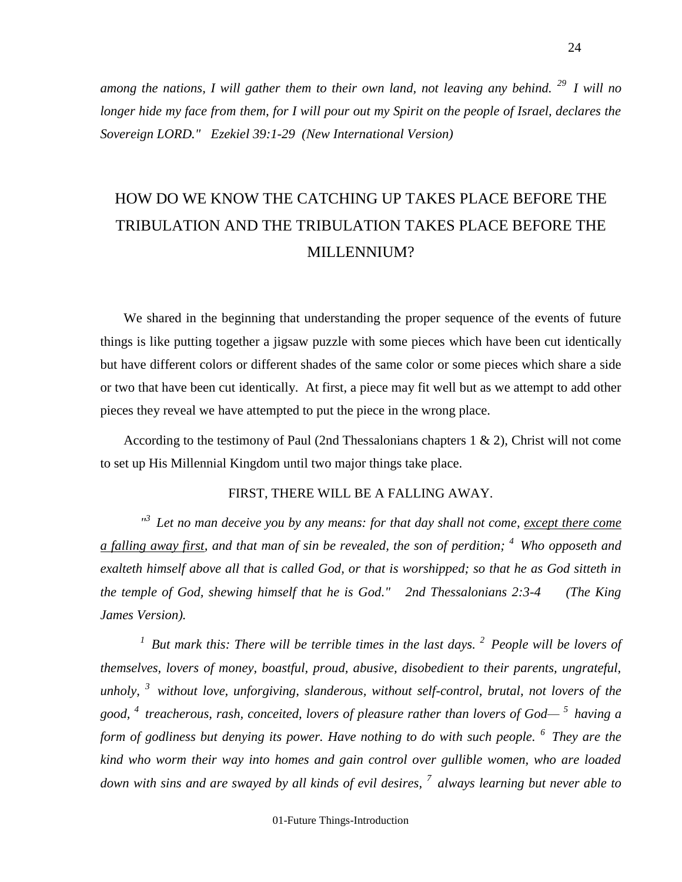*among the nations, I will gather them to their own land, not leaving any behind.* [29] *I will no longer hide my face from them, for I will pour out my Spirit on the people of Israel, declares the Sovereign LORD." Ezekiel 39:1-29 (New International Version)*

## HOW DO WE KNOW THE CATCHING UP TAKES PLACE BEFORE THE TRIBULATION AND THE TRIBULATION TAKES PLACE BEFORE THE MILLENNIUM?

We shared in the beginning that understanding the proper sequence of the events of future things is like putting together a jigsaw puzzle with some pieces which have been cut identically but have different colors or different shades of the same color or some pieces which share a side or two that have been cut identically. At first, a piece may fit well but as we attempt to add other pieces they reveal we have attempted to put the piece in the wrong place.

According to the testimony of Paul (2nd Thessalonians chapters 1 & 2), Christ will not come to set up His Millennial Kingdom until two major things take place.

FIRST, THERE WILL BE A FALLING AWAY.

*"*[3] *Let no man deceive you by any means: for that day shall not come, <u>except there come a falling away first</u>, and that man of sin be revealed, the son of perdition;* [4] *Who opposeth and exalteth himself above all that is called God, or that is worshipped; so that he as God sitteth in the temple of God, shewing himself that he is God." 2nd Thessalonians 2:3-4 (The King James Version).*

[1] *But mark this: There will be terrible times in the last days.* [2] *People will be lovers of themselves, lovers of money, boastful, proud, abusive, disobedient to their parents, ungrateful, unholy,* [3] *without love, unforgiving, slanderous, without self-control, brutal, not lovers of the good,* [4] *treacherous, rash, conceited, lovers of pleasure rather than lovers of God—* [5] *having a form of godliness but denying its power. Have nothing to do with such people.* [6] *They are the kind who worm their way into homes and gain control over gullible women, who are loaded down with sins and are swayed by all kinds of evil desires,* [7] *always learning but never able to*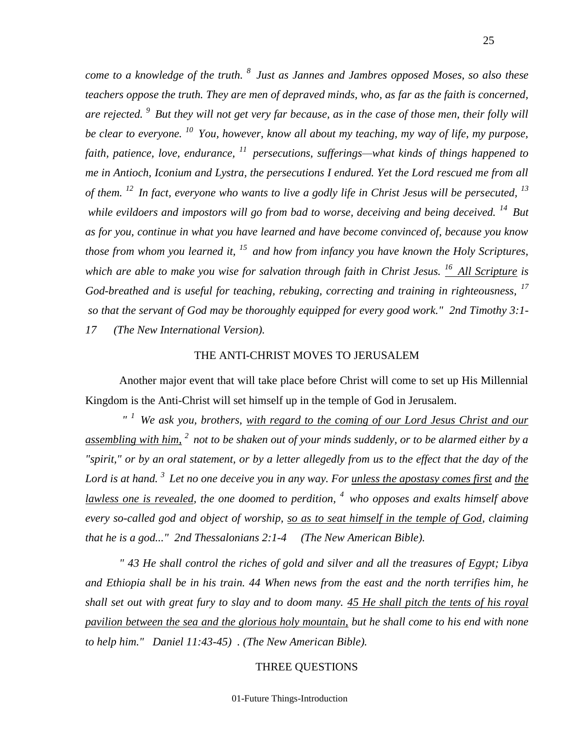*come to a knowledge of the truth. [8] Just as Jannes and Jambres opposed Moses, so also these teachers oppose the truth. They are men of depraved minds, who, as far as the faith is concerned, are rejected. [9] But they will not get very far because, as in the case of those men, their folly will be clear to everyone. [10] You, however, know all about my teaching, my way of life, my purpose, faith, patience, love, endurance, [11] persecutions, sufferings—what kinds of things happened to me in Antioch, Iconium and Lystra, the persecutions I endured. Yet the Lord rescued me from all of them. [12] In fact, everyone who wants to live a godly life in Christ Jesus will be persecuted, [13] while evildoers and impostors will go from bad to worse, deceiving and being deceived. [14] But as for you, continue in what you have learned and have become convinced of, because you know those from whom you learned it, [15] and how from infancy you have known the Holy Scriptures, which are able to make you wise for salvation through faith in Christ Jesus. <u>[16] All Scripture</u> is God-breathed and is useful for teaching, rebuking, correcting and training in righteousness, [17] so that the servant of God may be thoroughly equipped for every good work." 2nd Timothy 3:1-17 (The New International Version).*

## THE ANTI-CHRIST MOVES TO JERUSALEM

Another major event that will take place before Christ will come to set up His Millennial Kingdom is the Anti-Christ will set himself up in the temple of God in Jerusalem.

*" [1] We ask you, brothers, <u>with regard to the coming of our Lord Jesus Christ and our assembling with him,</u> [2] not to be shaken out of your minds suddenly, or to be alarmed either by a "spirit," or by an oral statement, or by a letter allegedly from us to the effect that the day of the Lord is at hand. [3] Let no one deceive you in any way. For <u>unless the apostasy comes first</u> and <u>the lawless one is revealed</u>, the one doomed to perdition, [4] who opposes and exalts himself above every so-called god and object of worship, <u>so as to seat himself in the temple of God</u>, claiming that he is a god..." 2nd Thessalonians 2:1-4 (The New American Bible).*

*" 43 He shall control the riches of gold and silver and all the treasures of Egypt; Libya and Ethiopia shall be in his train. 44 When news from the east and the north terrifies him, he shall set out with great fury to slay and to doom many. <u>45 He shall pitch the tents of his royal pavilion between the sea and the glorious holy mountain,</u> but he shall come to his end with none to help him." Daniel 11:43-45) . (The New American Bible).*

## THREE QUESTIONS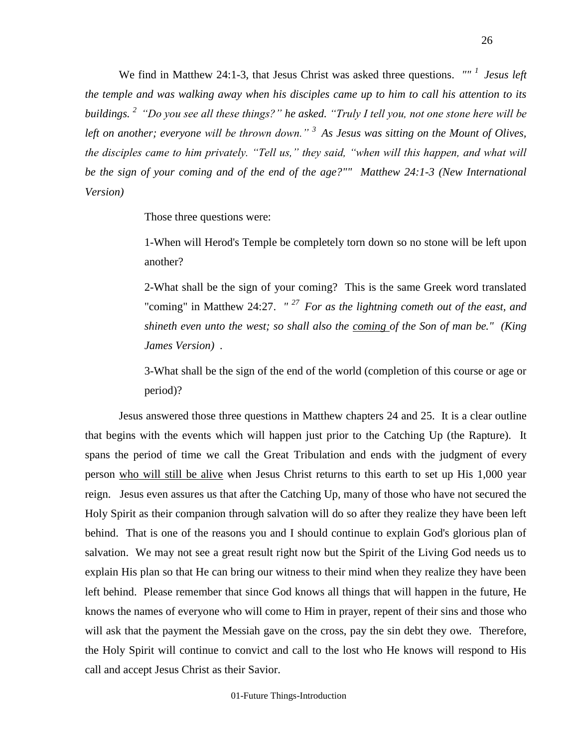We find in Matthew 24:1-3, that Jesus Christ was asked three questions. *"" [1] Jesus left the temple and was walking away when his disciples came up to him to call his attention to its buildings. [2] "Do you see all these things?" he asked. "Truly I tell you, not one stone here will be left on another; everyone will be thrown down." [3] As Jesus was sitting on the Mount of Olives, the disciples came to him privately. "Tell us," they said, "when will this happen, and what will be the sign of your coming and of the end of the age?"" Matthew 24:1-3 (New International Version)*

Those three questions were:

1-When will Herod's Temple be completely torn down so no stone will be left upon another?

2-What shall be the sign of your coming? This is the same Greek word translated "coming" in Matthew 24:27. *" [27] For as the lightning cometh out of the east, and shineth even unto the west; so shall also the <u>coming</u> of the Son of man be." (King James Version)* .

3-What shall be the sign of the end of the world (completion of this course or age or period)?

Jesus answered those three questions in Matthew chapters 24 and 25. It is a clear outline that begins with the events which will happen just prior to the Catching Up (the Rapture). It spans the period of time we call the Great Tribulation and ends with the judgment of every person <u>who will still be alive</u> when Jesus Christ returns to this earth to set up His 1,000 year reign. Jesus even assures us that after the Catching Up, many of those who have not secured the Holy Spirit as their companion through salvation will do so after they realize they have been left behind. That is one of the reasons you and I should continue to explain God's glorious plan of salvation. We may not see a great result right now but the Spirit of the Living God needs us to explain His plan so that He can bring our witness to their mind when they realize they have been left behind. Please remember that since God knows all things that will happen in the future, He knows the names of everyone who will come to Him in prayer, repent of their sins and those who will ask that the payment the Messiah gave on the cross, pay the sin debt they owe. Therefore, the Holy Spirit will continue to convict and call to the lost who He knows will respond to His call and accept Jesus Christ as their Savior.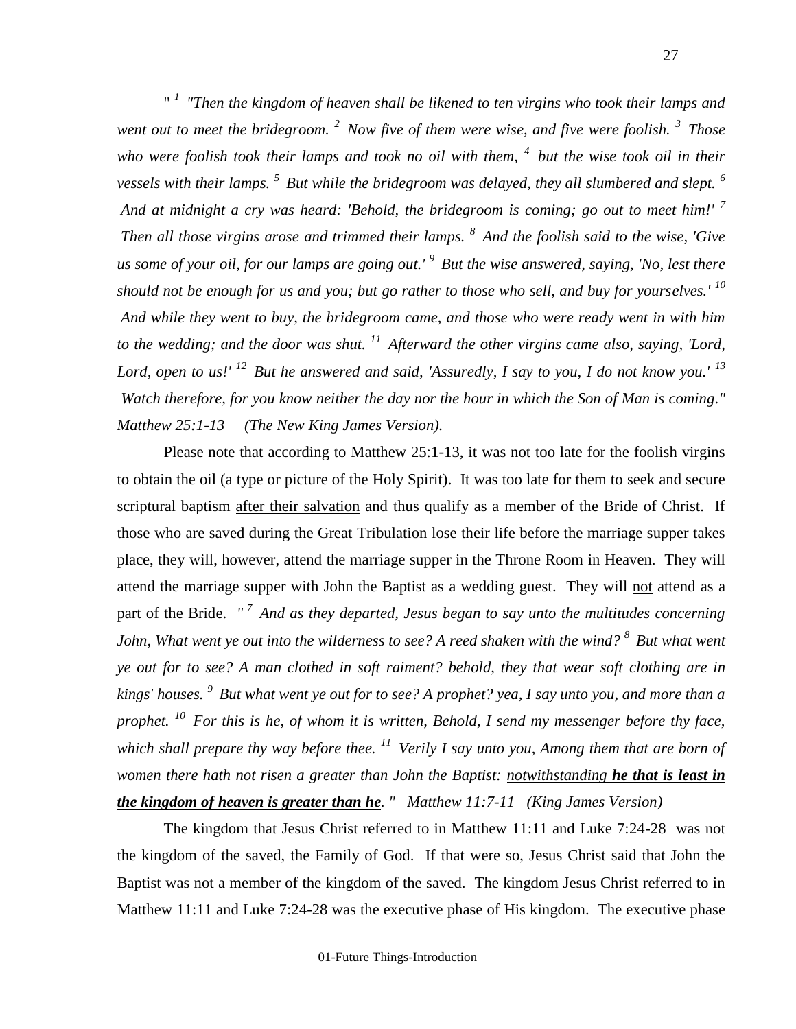*" [1] "Then the kingdom of heaven shall be likened to ten virgins who took their lamps and went out to meet the bridegroom. [2] Now five of them were wise, and five were foolish. [3] Those who were foolish took their lamps and took no oil with them, [4] but the wise took oil in their vessels with their lamps. [5] But while the bridegroom was delayed, they all slumbered and slept. [6] And at midnight a cry was heard: 'Behold, the bridegroom is coming; go out to meet him!' [7] Then all those virgins arose and trimmed their lamps. [8] And the foolish said to the wise, 'Give us some of your oil, for our lamps are going out.' [9] But the wise answered, saying, 'No, lest there should not be enough for us and you; but go rather to those who sell, and buy for yourselves.' [10] And while they went to buy, the bridegroom came, and those who were ready went in with him to the wedding; and the door was shut. [11] Afterward the other virgins came also, saying, 'Lord, Lord, open to us!' [12] But he answered and said, 'Assuredly, I say to you, I do not know you.' [13] Watch therefore, for you know neither the day nor the hour in which the Son of Man is coming." Matthew 25:1-13 (The New King James Version).*

Please note that according to Matthew 25:1-13, it was not too late for the foolish virgins to obtain the oil (a type or picture of the Holy Spirit). It was too late for them to seek and secure scriptural baptism <u>after their salvation</u> and thus qualify as a member of the Bride of Christ. If those who are saved during the Great Tribulation lose their life before the marriage supper takes place, they will, however, attend the marriage supper in the Throne Room in Heaven. They will attend the marriage supper with John the Baptist as a wedding guest. They will <u>not</u> attend as a part of the Bride. *" [7] And as they departed, Jesus began to say unto the multitudes concerning John, What went ye out into the wilderness to see? A reed shaken with the wind? [8] But what went ye out for to see? A man clothed in soft raiment? behold, they that wear soft clothing are in kings' houses. [9] But what went ye out for to see? A prophet? yea, I say unto you, and more than a prophet. [10] For this is he, of whom it is written, Behold, I send my messenger before thy face, which shall prepare thy way before thee. [11] Verily I say unto you, Among them that are born of women there hath not risen a greater than John the Baptist: <u>notwithstanding **he that is least in the kingdom of heaven is greater than he**</u>. " Matthew 11:7-11 (King James Version)*

The kingdom that Jesus Christ referred to in Matthew 11:11 and Luke 7:24-28 <u>was not</u> the kingdom of the saved, the Family of God. If that were so, Jesus Christ said that John the Baptist was not a member of the kingdom of the saved. The kingdom Jesus Christ referred to in Matthew 11:11 and Luke 7:24-28 was the executive phase of His kingdom. The executive phase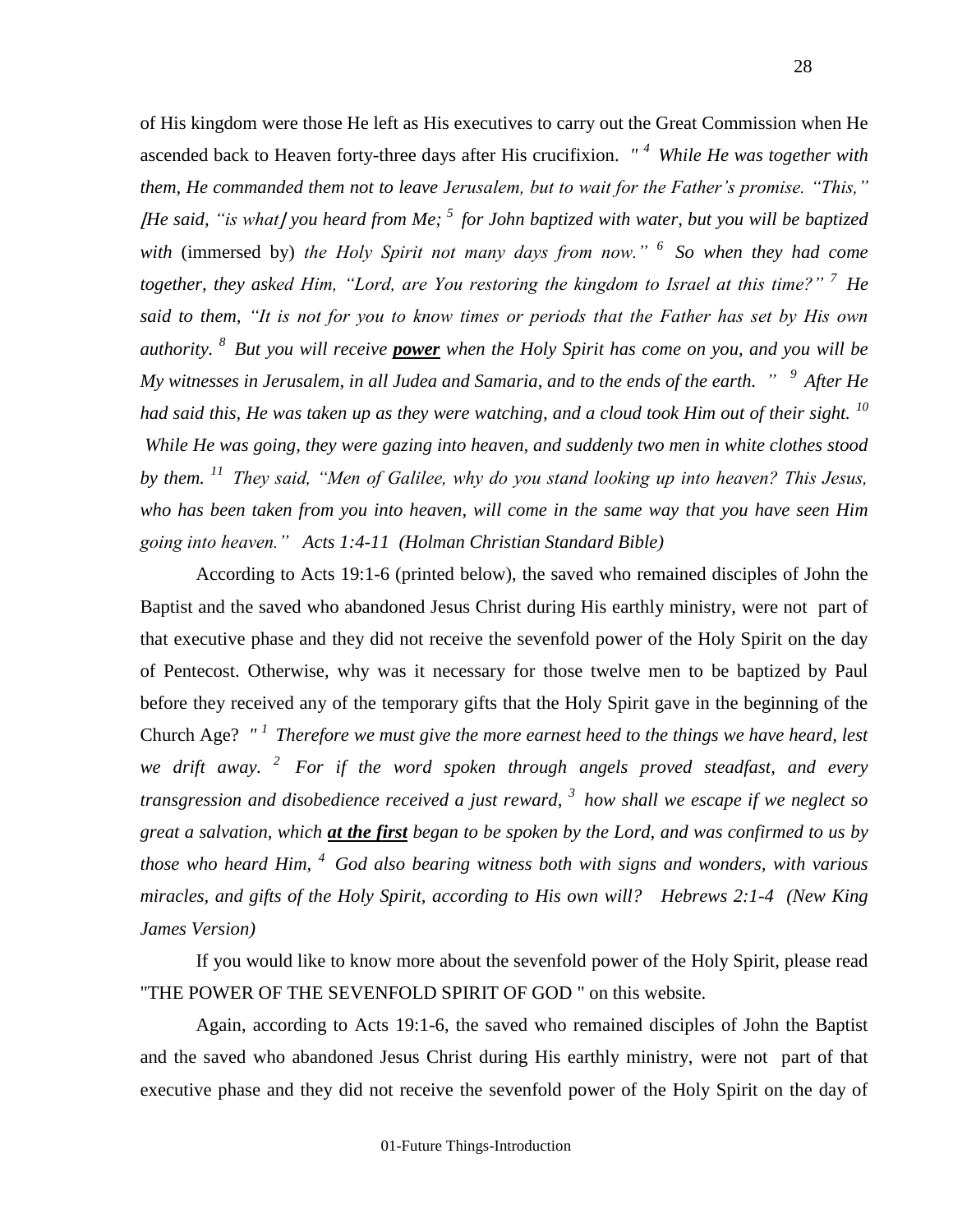of His kingdom were those He left as His executives to carry out the Great Commission when He ascended back to Heaven forty-three days after His crucifixion. *" [4] While He was together with them, He commanded them not to leave Jerusalem, but to wait for the Father's promise. "This," [He said, "is what] you heard from Me; [5] for John baptized with water, but you will be baptized with* (immersed by) *the Holy Spirit not many days from now." [6] So when they had come together, they asked Him, "Lord, are You restoring the kingdom to Israel at this time?" [7] He said to them, "It is not for you to know times or periods that the Father has set by His own authority. [8] But you will receive **power** when the Holy Spirit has come on you, and you will be My witnesses in Jerusalem, in all Judea and Samaria, and to the ends of the earth. " [9] After He had said this, He was taken up as they were watching, and a cloud took Him out of their sight. [10] While He was going, they were gazing into heaven, and suddenly two men in white clothes stood by them. [11] They said, "Men of Galilee, why do you stand looking up into heaven? This Jesus, who has been taken from you into heaven, will come in the same way that you have seen Him going into heaven." Acts 1:4-11 (Holman Christian Standard Bible)*

According to Acts 19:1-6 (printed below), the saved who remained disciples of John the Baptist and the saved who abandoned Jesus Christ during His earthly ministry, were not part of that executive phase and they did not receive the sevenfold power of the Holy Spirit on the day of Pentecost. Otherwise, why was it necessary for those twelve men to be baptized by Paul before they received any of the temporary gifts that the Holy Spirit gave in the beginning of the Church Age? *" [1] Therefore we must give the more earnest heed to the things we have heard, lest we drift away. [2] For if the word spoken through angels proved steadfast, and every transgression and disobedience received a just reward, [3] how shall we escape if we neglect so great a salvation, which **at the first** began to be spoken by the Lord, and was confirmed to us by those who heard Him, [4] God also bearing witness both with signs and wonders, with various miracles, and gifts of the Holy Spirit, according to His own will? Hebrews 2:1-4 (New King James Version)*

If you would like to know more about the sevenfold power of the Holy Spirit, please read "THE POWER OF THE SEVENFOLD SPIRIT OF GOD " on this website.

Again, according to Acts 19:1-6, the saved who remained disciples of John the Baptist and the saved who abandoned Jesus Christ during His earthly ministry, were not part of that executive phase and they did not receive the sevenfold power of the Holy Spirit on the day of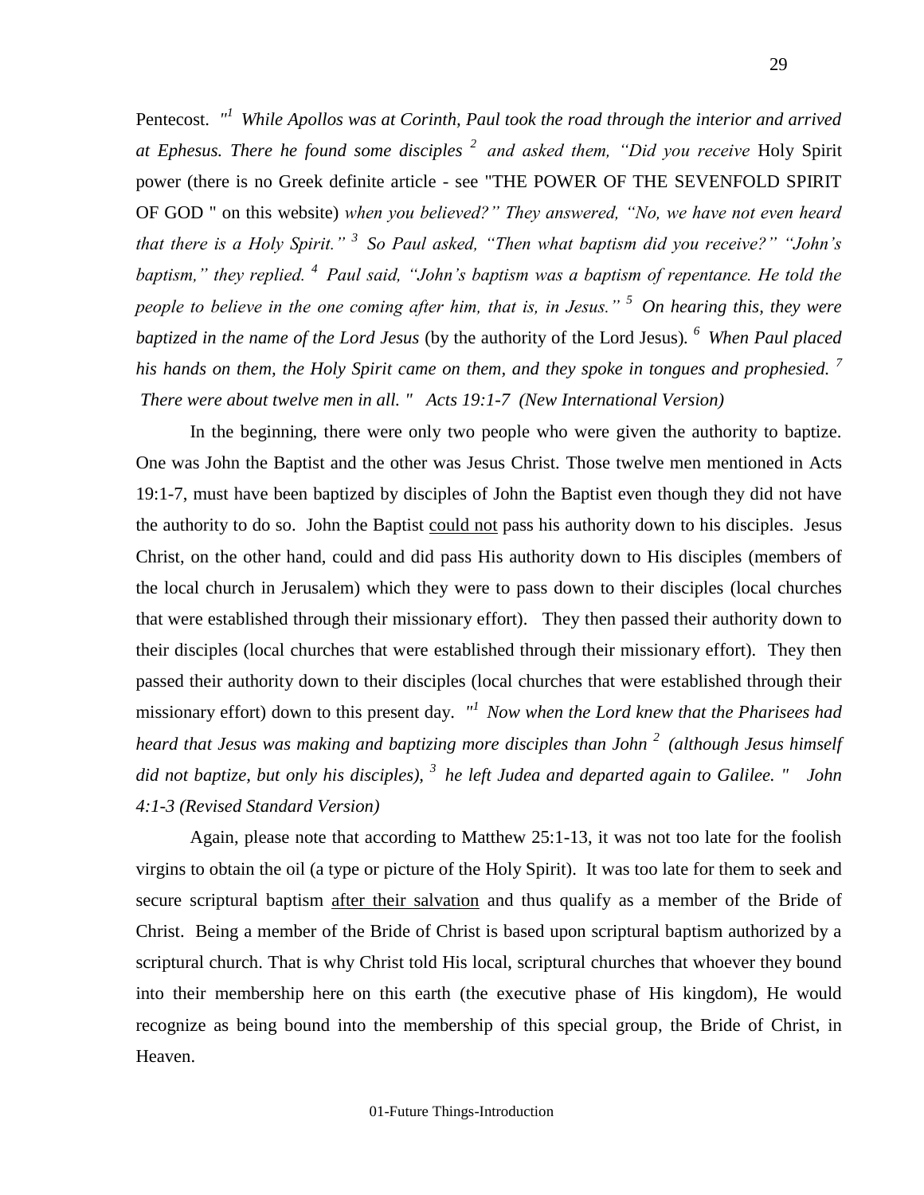Pentecost. *"[1] While Apollos was at Corinth, Paul took the road through the interior and arrived at Ephesus. There he found some disciples [2] and asked them, "Did you receive* Holy Spirit power (there is no Greek definite article - see "THE POWER OF THE SEVENFOLD SPIRIT OF GOD " on this website) *when you believed?" They answered, "No, we have not even heard that there is a Holy Spirit." [3] So Paul asked, "Then what baptism did you receive?" "John's baptism," they replied. [4] Paul said, "John's baptism was a baptism of repentance. He told the people to believe in the one coming after him, that is, in Jesus." [5] On hearing this, they were baptized in the name of the Lord Jesus* (by the authority of the Lord Jesus)*. [6] When Paul placed his hands on them, the Holy Spirit came on them, and they spoke in tongues and prophesied. [7] There were about twelve men in all. " Acts 19:1-7 (New International Version)*

In the beginning, there were only two people who were given the authority to baptize. One was John the Baptist and the other was Jesus Christ. Those twelve men mentioned in Acts 19:1-7, must have been baptized by disciples of John the Baptist even though they did not have the authority to do so. John the Baptist <u>could not</u> pass his authority down to his disciples. Jesus Christ, on the other hand, could and did pass His authority down to His disciples (members of the local church in Jerusalem) which they were to pass down to their disciples (local churches that were established through their missionary effort). They then passed their authority down to their disciples (local churches that were established through their missionary effort). They then passed their authority down to their disciples (local churches that were established through their missionary effort) down to this present day. *"[1] Now when the Lord knew that the Pharisees had heard that Jesus was making and baptizing more disciples than John [2] (although Jesus himself did not baptize, but only his disciples), [3] he left Judea and departed again to Galilee. " John 4:1-3 (Revised Standard Version)*

Again, please note that according to Matthew 25:1-13, it was not too late for the foolish virgins to obtain the oil (a type or picture of the Holy Spirit). It was too late for them to seek and secure scriptural baptism <u>after their salvation</u> and thus qualify as a member of the Bride of Christ. Being a member of the Bride of Christ is based upon scriptural baptism authorized by a scriptural church. That is why Christ told His local, scriptural churches that whoever they bound into their membership here on this earth (the executive phase of His kingdom), He would recognize as being bound into the membership of this special group, the Bride of Christ, in Heaven.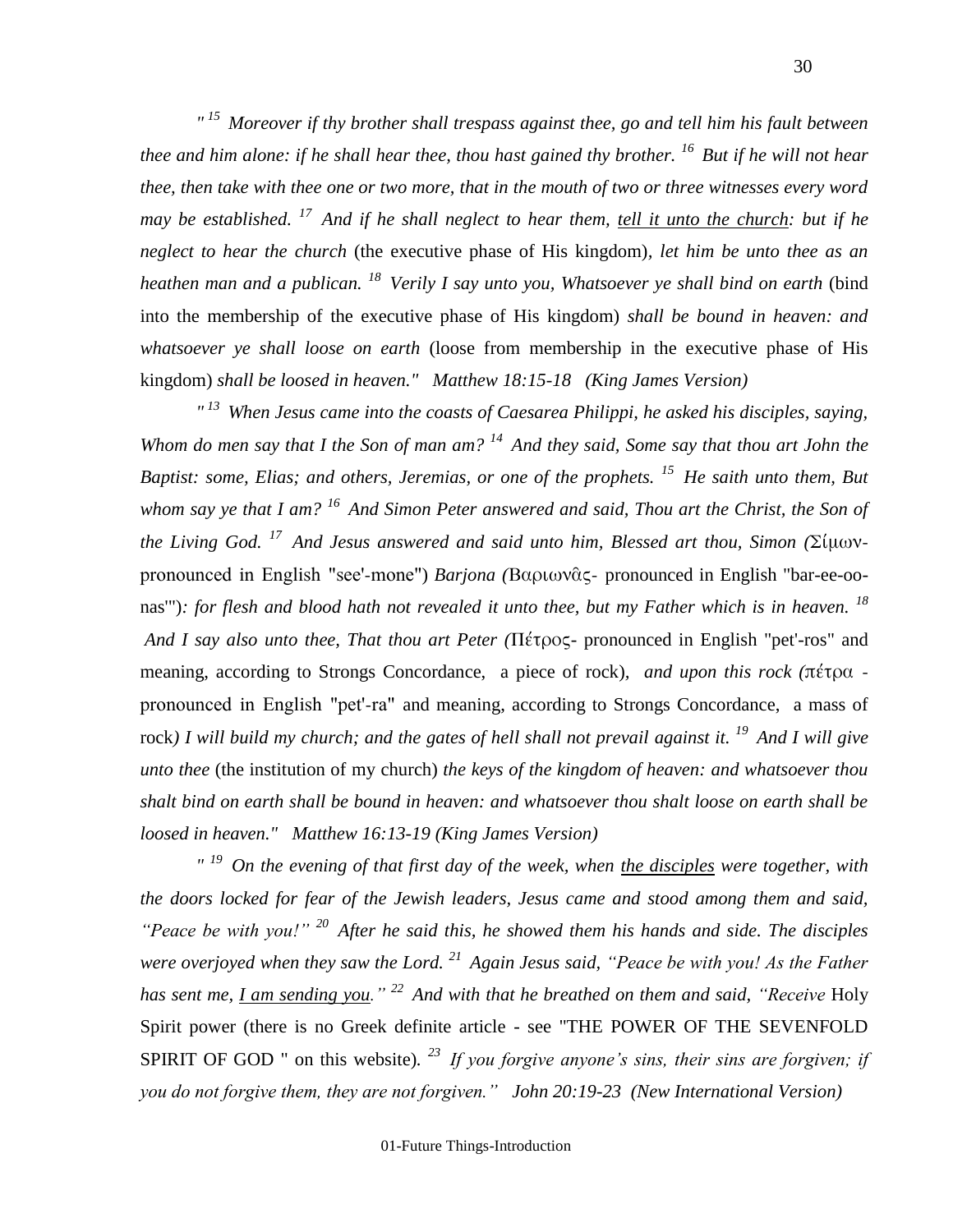*"[15] Moreover if thy brother shall trespass against thee, go and tell him his fault between thee and him alone: if he shall hear thee, thou hast gained thy brother. [16] But if he will not hear thee, then take with thee one or two more, that in the mouth of two or three witnesses every word may be established. [17] And if he shall neglect to hear them, <u>tell it unto the church</u>: but if he neglect to hear the church* (the executive phase of His kingdom), *let him be unto thee as an heathen man and a publican. [18] Verily I say unto you, Whatsoever ye shall bind on earth* (bind into the membership of the executive phase of His kingdom) *shall be bound in heaven: and whatsoever ye shall loose on earth* (loose from membership in the executive phase of His kingdom) *shall be loosed in heaven." Matthew 18:15-18 (King James Version)*

*"[13] When Jesus came into the coasts of Caesarea Philippi, he asked his disciples, saying, Whom do men say that I the Son of man am? [14] And they said, Some say that thou art John the Baptist: some, Elias; and others, Jeremias, or one of the prophets. [15] He saith unto them, But whom say ye that I am? [16] And Simon Peter answered and said, Thou art the Christ, the Son of the Living God. [17] And Jesus answered and said unto him, Blessed art thou, Simon (*Σίμων- pronounced in English "see'-mone") *Barjona (*Βαριωνᾶς- pronounced in English "bar-ee-oo-nas'")*: for flesh and blood hath not revealed it unto thee, but my Father which is in heaven. [18] And I say also unto thee, That thou art Peter (*Πέτρος- pronounced in English "pet'-ros" and meaning, according to Strongs Concordance, a piece of rock), *and upon this rock (*πέτρα - pronounced in English "pet'-ra" and meaning, according to Strongs Concordance, a mass of rock*) I will build my church; and the gates of hell shall not prevail against it. [19] And I will give unto thee* (the institution of my church) *the keys of the kingdom of heaven: and whatsoever thou shalt bind on earth shall be bound in heaven: and whatsoever thou shalt loose on earth shall be loosed in heaven." Matthew 16:13-19 (King James Version)*

*" [19] On the evening of that first day of the week, when <u>the disciples</u> were together, with the doors locked for fear of the Jewish leaders, Jesus came and stood among them and said, "Peace be with you!" [20] After he said this, he showed them his hands and side. The disciples were overjoyed when they saw the Lord. [21] Again Jesus said, "Peace be with you! As the Father has sent me, <u>I am sending you</u>." [22] And with that he breathed on them and said, "Receive* Holy Spirit power (there is no Greek definite article - see "THE POWER OF THE SEVENFOLD SPIRIT OF GOD " on this website)*. [23] If you forgive anyone's sins, their sins are forgiven; if you do not forgive them, they are not forgiven." John 20:19-23 (New International Version)*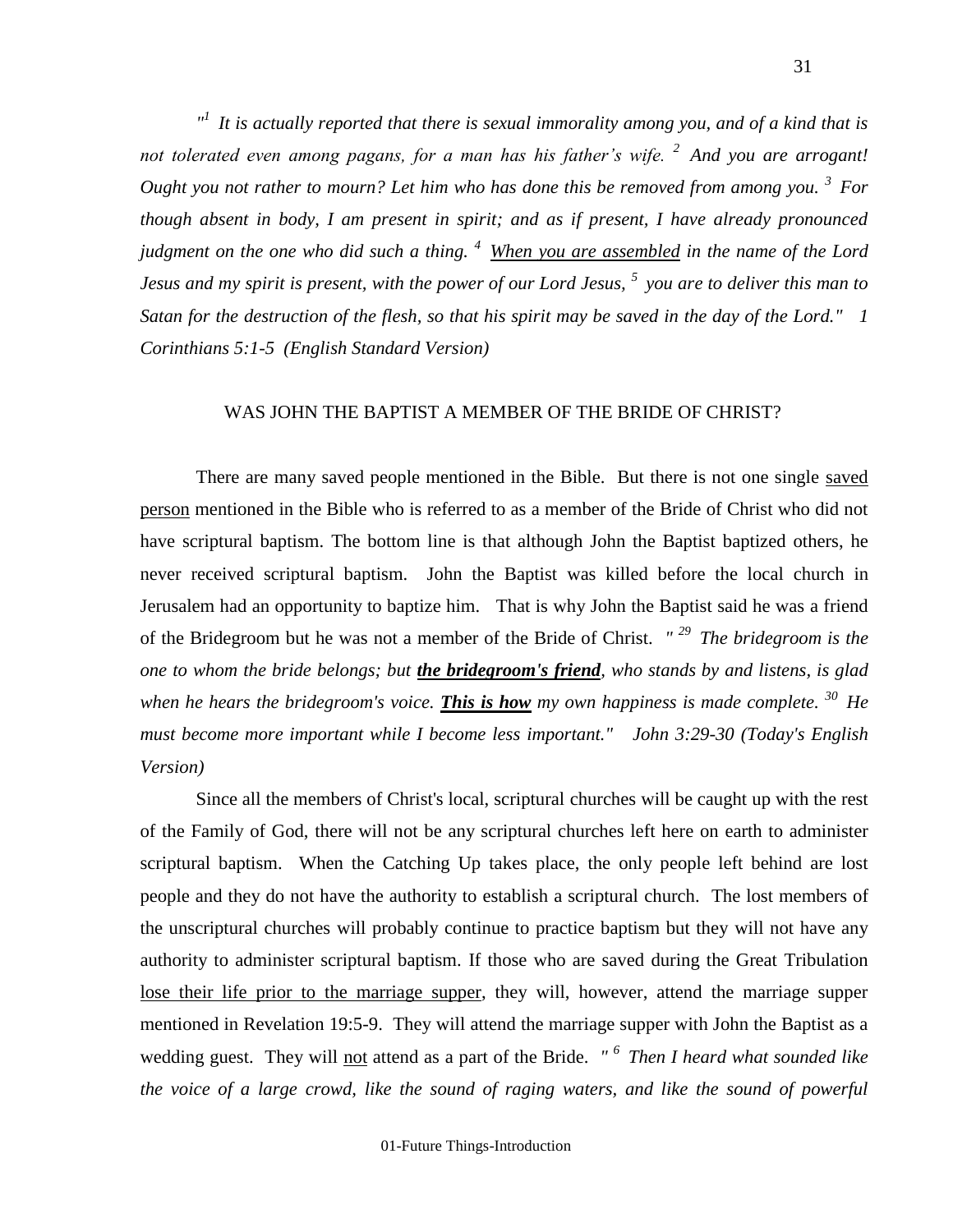*"[1] It is actually reported that there is sexual immorality among you, and of a kind that is not tolerated even among pagans, for a man has his father's wife. [2] And you are arrogant! Ought you not rather to mourn? Let him who has done this be removed from among you. [3] For though absent in body, I am present in spirit; and as if present, I have already pronounced judgment on the one who did such a thing. [4] <u>When you are assembled</u> in the name of the Lord Jesus and my spirit is present, with the power of our Lord Jesus, [5] you are to deliver this man to Satan for the destruction of the flesh, so that his spirit may be saved in the day of the Lord." 1 Corinthians 5:1-5 (English Standard Version)*

## WAS JOHN THE BAPTIST A MEMBER OF THE BRIDE OF CHRIST?

There are many saved people mentioned in the Bible. But there is not one single <u>saved person</u> mentioned in the Bible who is referred to as a member of the Bride of Christ who did not have scriptural baptism. The bottom line is that although John the Baptist baptized others, he never received scriptural baptism. John the Baptist was killed before the local church in Jerusalem had an opportunity to baptize him. That is why John the Baptist said he was a friend of the Bridegroom but he was not a member of the Bride of Christ. *" [29] The bridegroom is the one to whom the bride belongs; but **<u>the bridegroom's friend</u>**, who stands by and listens, is glad when he hears the bridegroom's voice. **<u>This is how</u>** my own happiness is made complete. [30] He must become more important while I become less important." John 3:29-30 (Today's English Version)*

Since all the members of Christ's local, scriptural churches will be caught up with the rest of the Family of God, there will not be any scriptural churches left here on earth to administer scriptural baptism. When the Catching Up takes place, the only people left behind are lost people and they do not have the authority to establish a scriptural church. The lost members of the unscriptural churches will probably continue to practice baptism but they will not have any authority to administer scriptural baptism. If those who are saved during the Great Tribulation <u>lose their life prior to the marriage supper</u>, they will, however, attend the marriage supper mentioned in Revelation 19:5-9. They will attend the marriage supper with John the Baptist as a wedding guest. They will <u>not</u> attend as a part of the Bride. *" [6] Then I heard what sounded like the voice of a large crowd, like the sound of raging waters, and like the sound of powerful*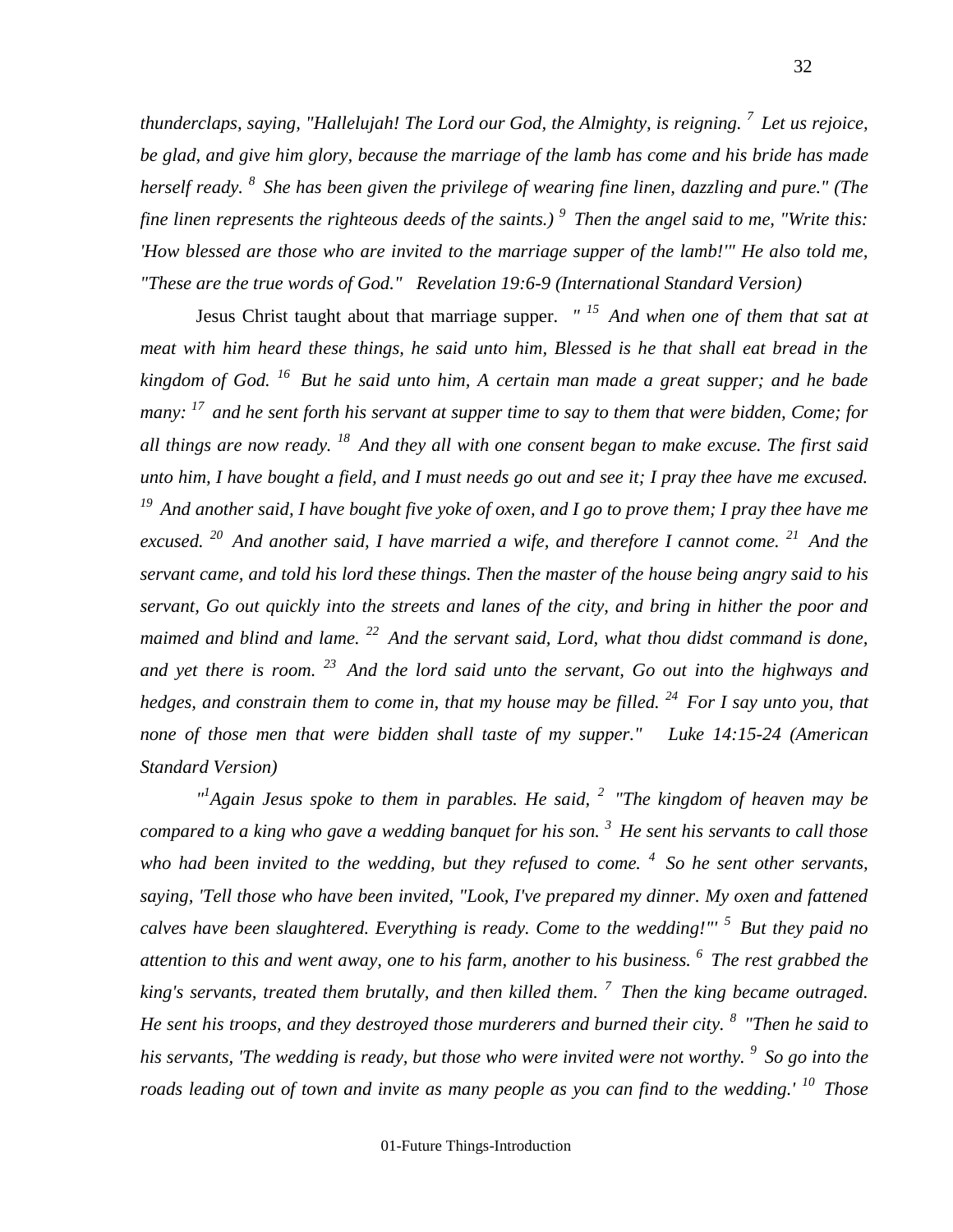*thunderclaps, saying, "Hallelujah! The Lord our God, the Almighty, is reigning.* [7] *Let us rejoice, be glad, and give him glory, because the marriage of the lamb has come and his bride has made herself ready.* [8] *She has been given the privilege of wearing fine linen, dazzling and pure." (The fine linen represents the righteous deeds of the saints.)* [9] *Then the angel said to me, "Write this: 'How blessed are those who are invited to the marriage supper of the lamb!'" He also told me, "These are the true words of God."   Revelation 19:6-9 (International Standard Version)*

Jesus Christ taught about that marriage supper. *"* [15] *And when one of them that sat at meat with him heard these things, he said unto him, Blessed is he that shall eat bread in the kingdom of God.* [16] *But he said unto him, A certain man made a great supper; and he bade many:* [17] *and he sent forth his servant at supper time to say to them that were bidden, Come; for all things are now ready.* [18] *And they all with one consent began to make excuse. The first said unto him, I have bought a field, and I must needs go out and see it; I pray thee have me excused.* [19] *And another said, I have bought five yoke of oxen, and I go to prove them; I pray thee have me excused.* [20] *And another said, I have married a wife, and therefore I cannot come.* [21] *And the servant came, and told his lord these things. Then the master of the house being angry said to his servant, Go out quickly into the streets and lanes of the city, and bring in hither the poor and maimed and blind and lame.* [22] *And the servant said, Lord, what thou didst command is done, and yet there is room.* [23] *And the lord said unto the servant, Go out into the highways and hedges, and constrain them to come in, that my house may be filled.* [24] *For I say unto you, that none of those men that were bidden shall taste of my supper."   Luke 14:15-24 (American Standard Version)*

*"*[1]*Again Jesus spoke to them in parables. He said,* [2] *"The kingdom of heaven may be compared to a king who gave a wedding banquet for his son.* [3] *He sent his servants to call those who had been invited to the wedding, but they refused to come.* [4] *So he sent other servants, saying, 'Tell those who have been invited, "Look, I've prepared my dinner. My oxen and fattened calves have been slaughtered. Everything is ready. Come to the wedding!"'* [5] *But they paid no attention to this and went away, one to his farm, another to his business.* [6] *The rest grabbed the king's servants, treated them brutally, and then killed them.* [7] *Then the king became outraged. He sent his troops, and they destroyed those murderers and burned their city.* [8] *"Then he said to his servants, 'The wedding is ready, but those who were invited were not worthy.* [9] *So go into the roads leading out of town and invite as many people as you can find to the wedding.'* [10] *Those*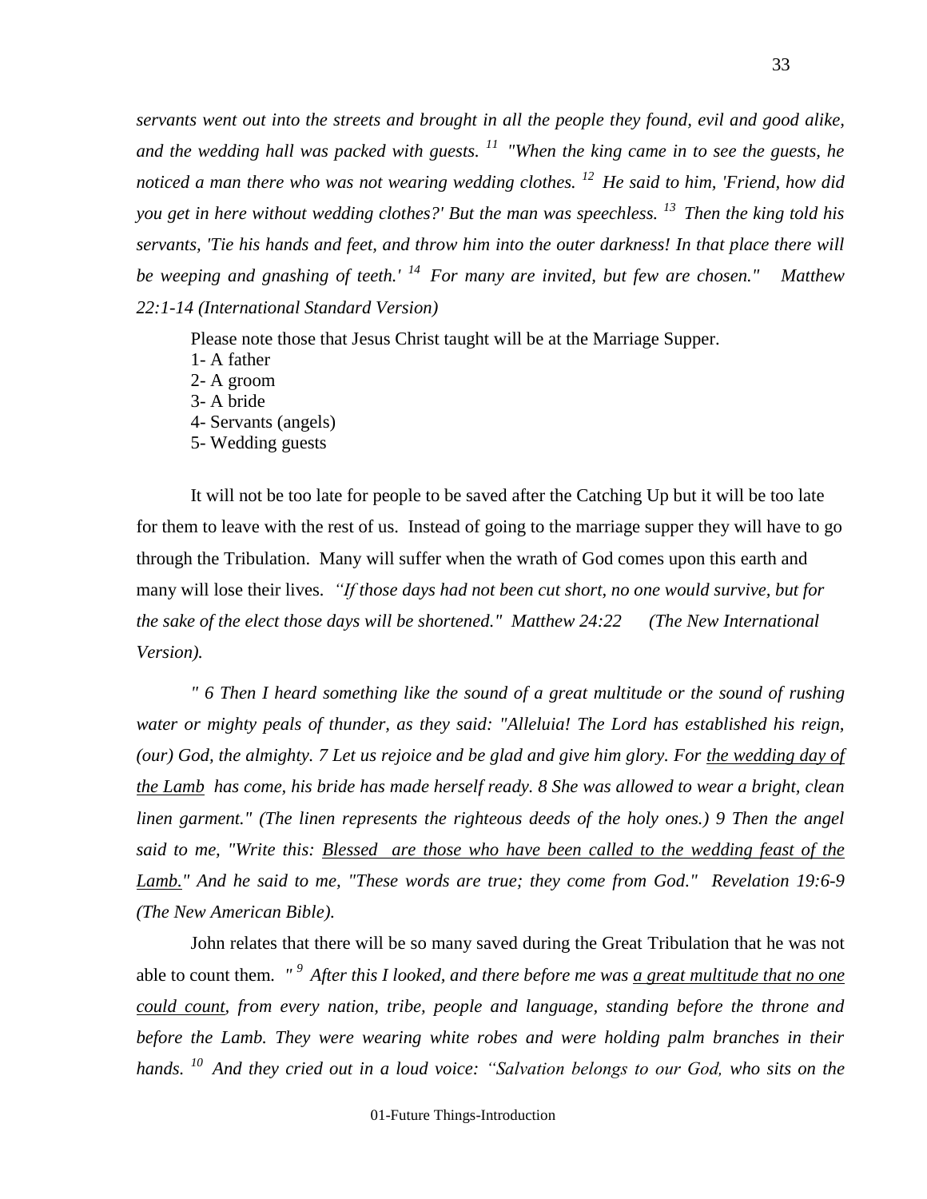*servants went out into the streets and brought in all the people they found, evil and good alike, and the wedding hall was packed with guests.* [11] *"When the king came in to see the guests, he noticed a man there who was not wearing wedding clothes.* [12] *He said to him, 'Friend, how did you get in here without wedding clothes?' But the man was speechless.* [13] *Then the king told his servants, 'Tie his hands and feet, and throw him into the outer darkness! In that place there will be weeping and gnashing of teeth.'* [14] *For many are invited, but few are chosen." Matthew 22:1-14 (International Standard Version)*

Please note those that Jesus Christ taught will be at the Marriage Supper.
1- A father
2- A groom
3- A bride
4- Servants (angels)
5- Wedding guests

It will not be too late for people to be saved after the Catching Up but it will be too late for them to leave with the rest of us. Instead of going to the marriage supper they will have to go through the Tribulation. Many will suffer when the wrath of God comes upon this earth and many will lose their lives. *"If those days had not been cut short, no one would survive, but for the sake of the elect those days will be shortened." Matthew 24:22 (The New International Version).*

*" 6 Then I heard something like the sound of a great multitude or the sound of rushing water or mighty peals of thunder, as they said: "Alleluia! The Lord has established his reign, (our) God, the almighty. 7 Let us rejoice and be glad and give him glory. For <u>the wedding day of the Lamb</u> has come, his bride has made herself ready. 8 She was allowed to wear a bright, clean linen garment." (The linen represents the righteous deeds of the holy ones.) 9 Then the angel said to me, "Write this: <u>Blessed are those who have been called to the wedding feast of the Lamb.</u>" And he said to me, "These words are true; they come from God." Revelation 19:6-9 (The New American Bible).*

John relates that there will be so many saved during the Great Tribulation that he was not able to count them. *"* [9] *After this I looked, and there before me was <u>a great multitude that no one could count</u>, from every nation, tribe, people and language, standing before the throne and before the Lamb. They were wearing white robes and were holding palm branches in their hands.* [10] *And they cried out in a loud voice: "Salvation belongs to our God, who sits on the*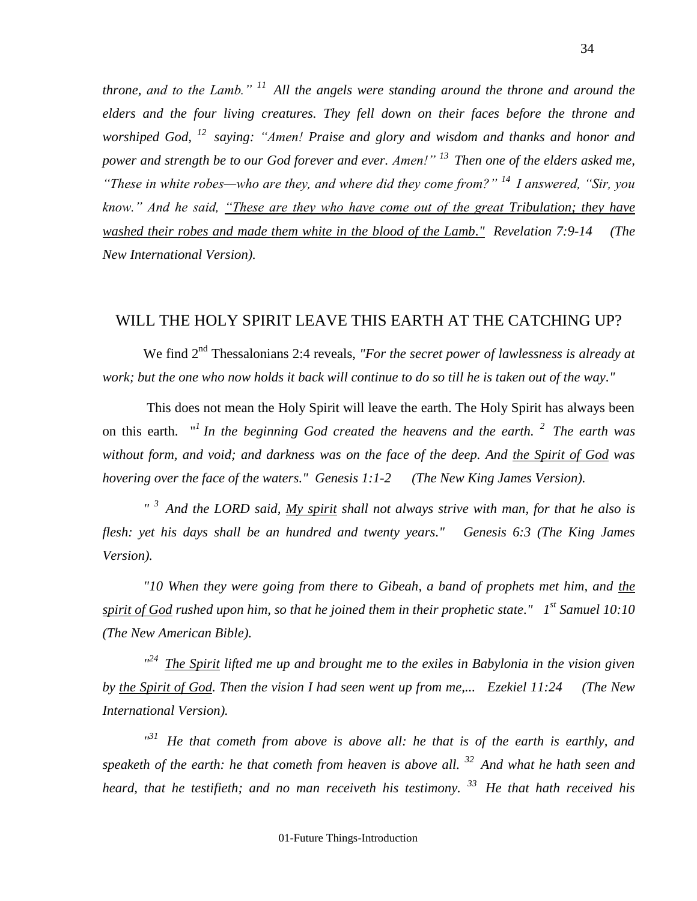*throne, and to the Lamb."* [11] *All the angels were standing around the throne and around the elders and the four living creatures. They fell down on their faces before the throne and worshiped God,* [12] *saying: "Amen! Praise and glory and wisdom and thanks and honor and power and strength be to our God forever and ever. Amen!"* [13] *Then one of the elders asked me, "These in white robes—who are they, and where did they come from?"* [14] *I answered, "Sir, you know." And he said, <u>"These are they who have come out of the great Tribulation; they have washed their robes and made them white in the blood of the Lamb."</u> Revelation 7:9-14 (The New International Version).*

## WILL THE HOLY SPIRIT LEAVE THIS EARTH AT THE CATCHING UP?

We find 2nd Thessalonians 2:4 reveals, *"For the secret power of lawlessness is already at work; but the one who now holds it back will continue to do so till he is taken out of the way."*

This does not mean the Holy Spirit will leave the earth. The Holy Spirit has always been on this earth. *"*[1] *In the beginning God created the heavens and the earth.* [2] *The earth was without form, and void; and darkness was on the face of the deep. And <u>the Spirit of God</u> was hovering over the face of the waters." Genesis 1:1-2 (The New King James Version).*

*"* [3] *And the LORD said, <u>My spirit</u> shall not always strive with man, for that he also is flesh: yet his days shall be an hundred and twenty years." Genesis 6:3 (The King James Version).*

*"10 When they were going from there to Gibeah, a band of prophets met him, and <u>the spirit of God</u> rushed upon him, so that he joined them in their prophetic state." 1st Samuel 10:10 (The New American Bible).*

*"*[24] *<u>The Spirit</u> lifted me up and brought me to the exiles in Babylonia in the vision given by <u>the Spirit of God</u>. Then the vision I had seen went up from me,... Ezekiel 11:24 (The New International Version).*

*"*[31] *He that cometh from above is above all: he that is of the earth is earthly, and speaketh of the earth: he that cometh from heaven is above all.* [32] *And what he hath seen and heard, that he testifieth; and no man receiveth his testimony.* [33] *He that hath received his*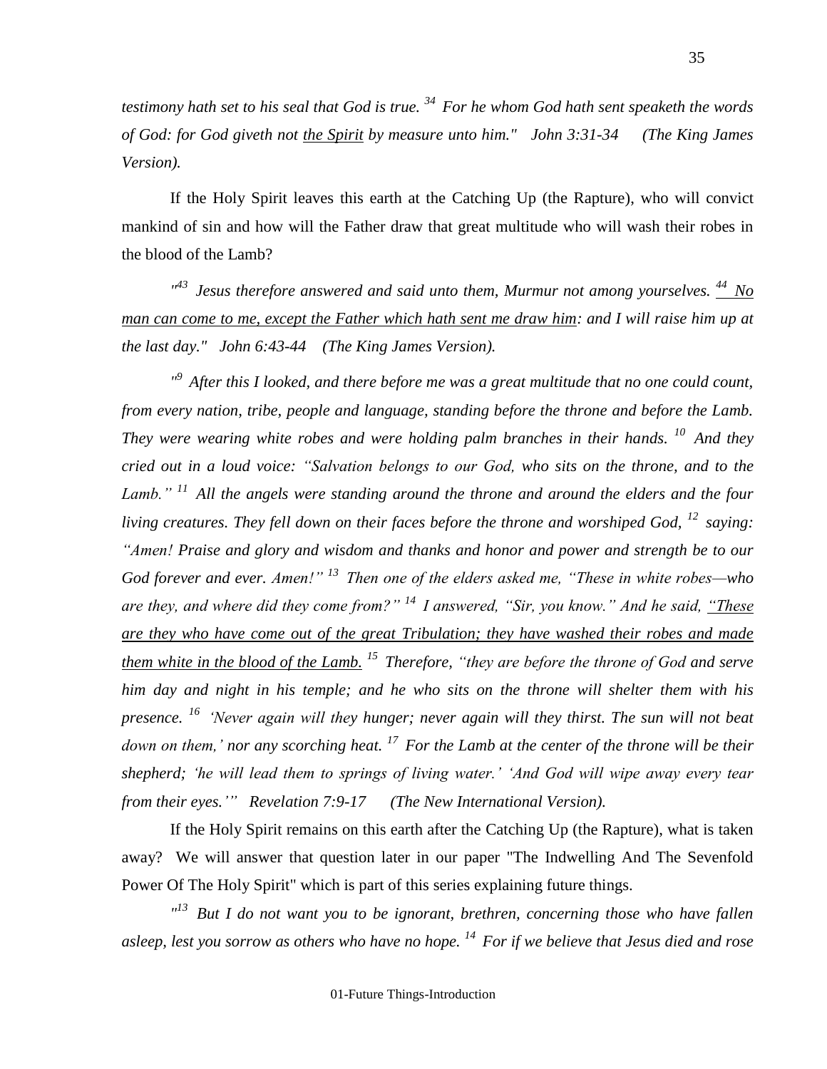*testimony hath set to his seal that God is true. [34] For he whom God hath sent speaketh the words of God: for God giveth not <u>the Spirit</u> by measure unto him." John 3:31-34 (The King James Version).*

If the Holy Spirit leaves this earth at the Catching Up (the Rapture), who will convict mankind of sin and how will the Father draw that great multitude who will wash their robes in the blood of the Lamb?

*"[43] Jesus therefore answered and said unto them, Murmur not among yourselves. <u>[44] No man can come to me, except the Father which hath sent me draw him</u>: and I will raise him up at the last day." John 6:43-44 (The King James Version).*

*"[9] After this I looked, and there before me was a great multitude that no one could count, from every nation, tribe, people and language, standing before the throne and before the Lamb. They were wearing white robes and were holding palm branches in their hands. [10] And they cried out in a loud voice: "Salvation belongs to our God, who sits on the throne, and to the Lamb." [11] All the angels were standing around the throne and around the elders and the four living creatures. They fell down on their faces before the throne and worshiped God, [12] saying: "Amen! Praise and glory and wisdom and thanks and honor and power and strength be to our God forever and ever. Amen!" [13] Then one of the elders asked me, "These in white robes—who are they, and where did they come from?" [14] I answered, "Sir, you know." And he said, <u>"These are they who have come out of the great Tribulation; they have washed their robes and made them white in the blood of the Lamb.</u> [15] Therefore, "they are before the throne of God and serve him day and night in his temple; and he who sits on the throne will shelter them with his presence. [16] 'Never again will they hunger; never again will they thirst. The sun will not beat down on them,' nor any scorching heat. [17] For the Lamb at the center of the throne will be their shepherd; 'he will lead them to springs of living water.' 'And God will wipe away every tear from their eyes.'" Revelation 7:9-17 (The New International Version).*

If the Holy Spirit remains on this earth after the Catching Up (the Rapture), what is taken away? We will answer that question later in our paper "The Indwelling And The Sevenfold Power Of The Holy Spirit" which is part of this series explaining future things.

*"[13] But I do not want you to be ignorant, brethren, concerning those who have fallen asleep, lest you sorrow as others who have no hope. [14] For if we believe that Jesus died and rose*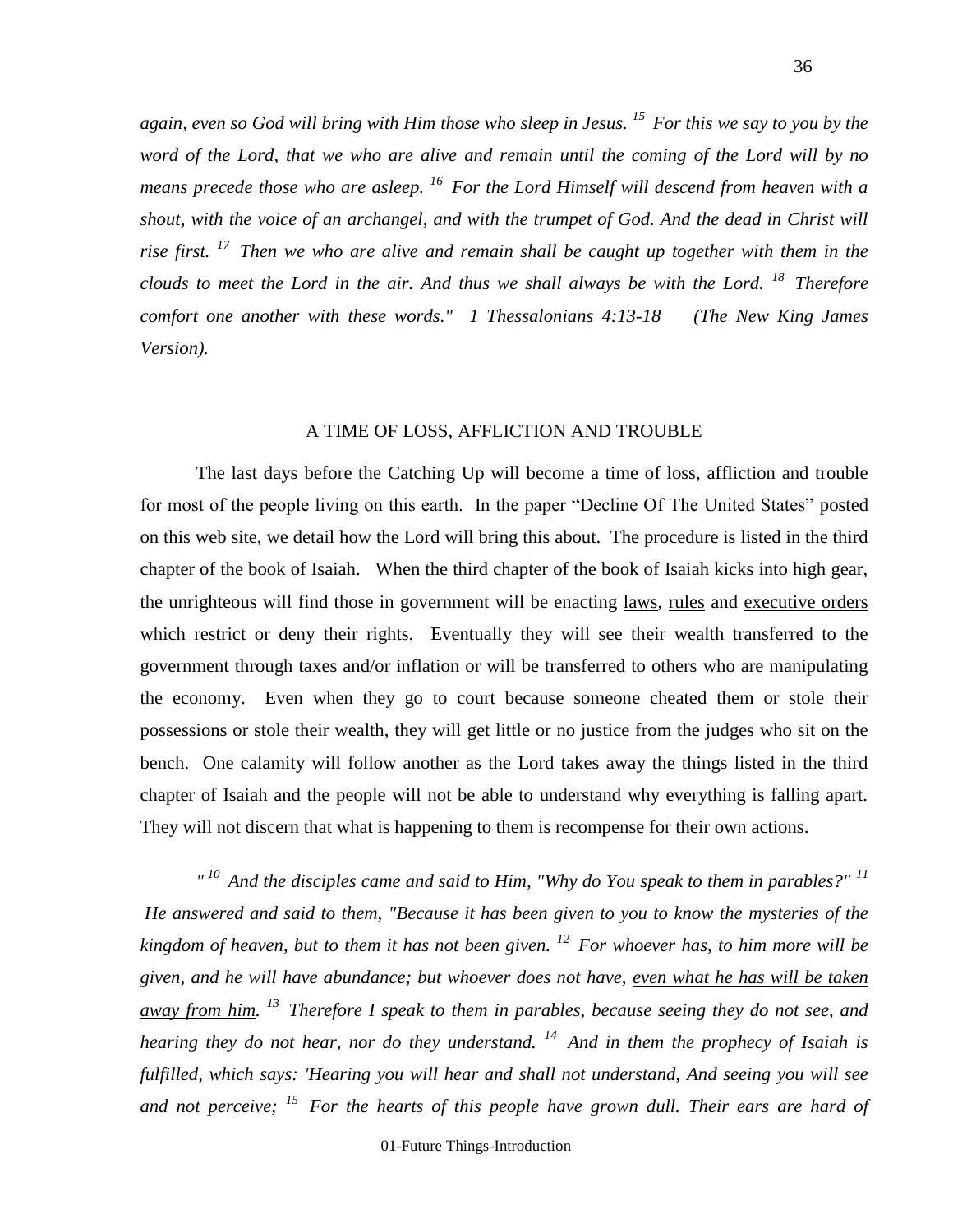*again, even so God will bring with Him those who sleep in Jesus. [15] For this we say to you by the word of the Lord, that we who are alive and remain until the coming of the Lord will by no means precede those who are asleep. [16] For the Lord Himself will descend from heaven with a shout, with the voice of an archangel, and with the trumpet of God. And the dead in Christ will rise first. [17] Then we who are alive and remain shall be caught up together with them in the clouds to meet the Lord in the air. And thus we shall always be with the Lord. [18] Therefore comfort one another with these words." 1 Thessalonians 4:13-18 (The New King James Version).*

## A TIME OF LOSS, AFFLICTION AND TROUBLE

The last days before the Catching Up will become a time of loss, affliction and trouble for most of the people living on this earth. In the paper "Decline Of The United States" posted on this web site, we detail how the Lord will bring this about. The procedure is listed in the third chapter of the book of Isaiah. When the third chapter of the book of Isaiah kicks into high gear, the unrighteous will find those in government will be enacting <u>laws</u>, <u>rules</u> and <u>executive orders</u> which restrict or deny their rights. Eventually they will see their wealth transferred to the government through taxes and/or inflation or will be transferred to others who are manipulating the economy. Even when they go to court because someone cheated them or stole their possessions or stole their wealth, they will get little or no justice from the judges who sit on the bench. One calamity will follow another as the Lord takes away the things listed in the third chapter of Isaiah and the people will not be able to understand why everything is falling apart. They will not discern that what is happening to them is recompense for their own actions.

*" [10] And the disciples came and said to Him, "Why do You speak to them in parables?" [11] He answered and said to them, "Because it has been given to you to know the mysteries of the kingdom of heaven, but to them it has not been given. [12] For whoever has, to him more will be given, and he will have abundance; but whoever does not have, <u>even what he has will be taken away from him</u>. [13] Therefore I speak to them in parables, because seeing they do not see, and hearing they do not hear, nor do they understand. [14] And in them the prophecy of Isaiah is fulfilled, which says: 'Hearing you will hear and shall not understand, And seeing you will see and not perceive; [15] For the hearts of this people have grown dull. Their ears are hard of*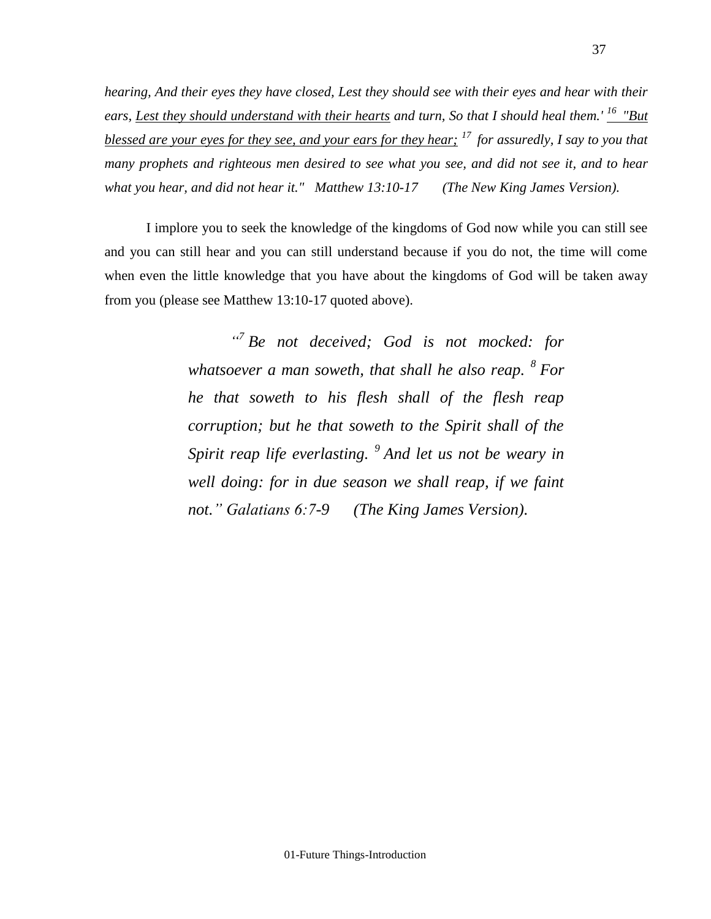*hearing, And their eyes they have closed, Lest they should see with their eyes and hear with their ears, <u>Lest they should understand with their hearts</u> and turn, So that I should heal them.' [16] <u>"But blessed are your eyes for they see, and your ears for they hear;</u> [17] for assuredly, I say to you that many prophets and righteous men desired to see what you see, and did not see it, and to hear what you hear, and did not hear it." Matthew 13:10-17 (The New King James Version).*

I implore you to seek the knowledge of the kingdoms of God now while you can still see and you can still hear and you can still understand because if you do not, the time will come when even the little knowledge that you have about the kingdoms of God will be taken away from you (please see Matthew 13:10-17 quoted above).

> *"[7] Be not deceived; God is not mocked: for whatsoever a man soweth, that shall he also reap. [8] For he that soweth to his flesh shall of the flesh reap corruption; but he that soweth to the Spirit shall of the Spirit reap life everlasting. [9] And let us not be weary in well doing: for in due season we shall reap, if we faint not." Galatians 6:7-9 (The King James Version).*